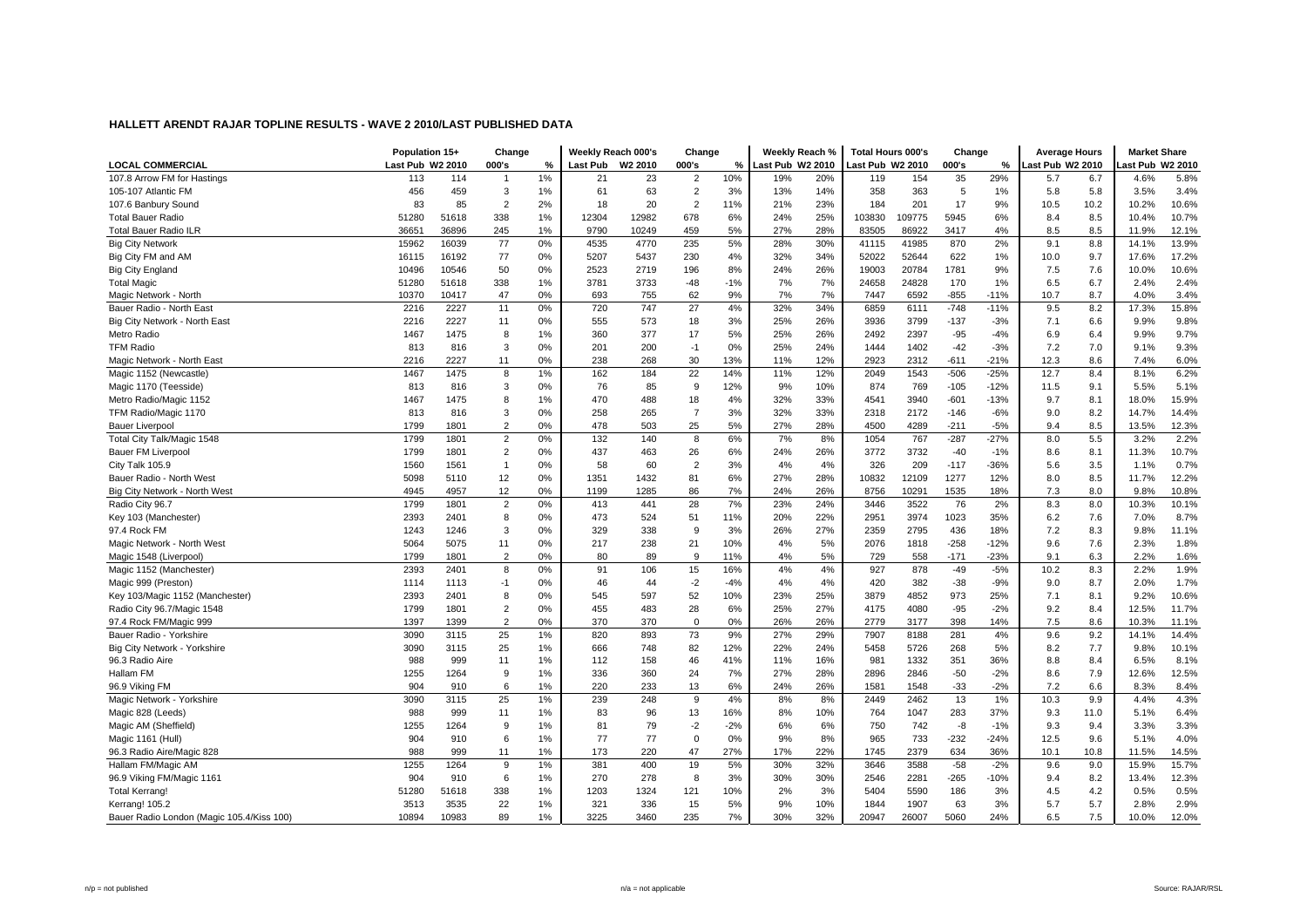## HALLETT ARENDT RAJAR TOPLINE RESULTS - WAVE 2 2010/LAST PUBLISHED DATA

| LOCAL COMMERCIAL | Population 15+ | | Change | | Weekly Reach 000's | | Change | | Weekly Reach % | | Total Hours 000's | | Change | | Average Hours | | Market Share | |
|---|---|---|---|---|---|---|---|---|---|---|---|---|---|---|---|---|---|---|
| | Last Pub | W2 2010 | 000's | % | Last Pub | W2 2010 | 000's | % | Last Pub | W2 2010 | Last Pub | W2 2010 | 000's | % | Last Pub | W2 2010 | Last Pub | W2 2010 |
| 107.8 Arrow FM for Hastings | 113 | 114 | 1 | 1% | 21 | 23 | 2 | 10% | 19% | 20% | 119 | 154 | 35 | 29% | 5.7 | 6.7 | 4.6% | 5.8% |
| 105-107 Atlantic FM | 456 | 459 | 3 | 1% | 61 | 63 | 2 | 3% | 13% | 14% | 358 | 363 | 5 | 1% | 5.8 | 5.8 | 3.5% | 3.4% |
| 107.6 Banbury Sound | 83 | 85 | 2 | 2% | 18 | 20 | 2 | 11% | 21% | 23% | 184 | 201 | 17 | 9% | 10.5 | 10.2 | 10.2% | 10.6% |
| Total Bauer Radio | 51280 | 51618 | 338 | 1% | 12304 | 12982 | 678 | 6% | 24% | 25% | 103830 | 109775 | 5945 | 6% | 8.4 | 8.5 | 10.4% | 10.7% |
| Total Bauer Radio ILR | 36651 | 36896 | 245 | 1% | 9790 | 10249 | 459 | 5% | 27% | 28% | 83505 | 86922 | 3417 | 4% | 8.5 | 8.5 | 11.9% | 12.1% |
| Big City Network | 15962 | 16039 | 77 | 0% | 4535 | 4770 | 235 | 5% | 28% | 30% | 41115 | 41985 | 870 | 2% | 9.1 | 8.8 | 14.1% | 13.9% |
| Big City FM and AM | 16115 | 16192 | 77 | 0% | 5207 | 5437 | 230 | 4% | 32% | 34% | 52022 | 52644 | 622 | 1% | 10.0 | 9.7 | 17.6% | 17.2% |
| Big City England | 10496 | 10546 | 50 | 0% | 2523 | 2719 | 196 | 8% | 24% | 26% | 19003 | 20784 | 1781 | 9% | 7.5 | 7.6 | 10.0% | 10.6% |
| Total Magic | 51280 | 51618 | 338 | 1% | 3781 | 3733 | -48 | -1% | 7% | 7% | 24658 | 24828 | 170 | 1% | 6.5 | 6.7 | 2.4% | 2.4% |
| Magic Network - North | 10370 | 10417 | 47 | 0% | 693 | 755 | 62 | 9% | 7% | 7% | 7447 | 6592 | -855 | -11% | 10.7 | 8.7 | 4.0% | 3.4% |
| Bauer Radio - North East | 2216 | 2227 | 11 | 0% | 720 | 747 | 27 | 4% | 32% | 34% | 6859 | 6111 | -748 | -11% | 9.5 | 8.2 | 17.3% | 15.8% |
| Big City Network - North East | 2216 | 2227 | 11 | 0% | 555 | 573 | 18 | 3% | 25% | 26% | 3936 | 3799 | -137 | -3% | 7.1 | 6.6 | 9.9% | 9.8% |
| Metro Radio | 1467 | 1475 | 8 | 1% | 360 | 377 | 17 | 5% | 25% | 26% | 2492 | 2397 | -95 | -4% | 6.9 | 6.4 | 9.9% | 9.7% |
| TFM Radio | 813 | 816 | 3 | 0% | 201 | 200 | -1 | 0% | 25% | 24% | 1444 | 1402 | -42 | -3% | 7.2 | 7.0 | 9.1% | 9.3% |
| Magic Network - North East | 2216 | 2227 | 11 | 0% | 238 | 268 | 30 | 13% | 11% | 12% | 2923 | 2312 | -611 | -21% | 12.3 | 8.6 | 7.4% | 6.0% |
| Magic 1152 (Newcastle) | 1467 | 1475 | 8 | 1% | 162 | 184 | 22 | 14% | 11% | 12% | 2049 | 1543 | -506 | -25% | 12.7 | 8.4 | 8.1% | 6.2% |
| Magic 1170 (Teesside) | 813 | 816 | 3 | 0% | 76 | 85 | 9 | 12% | 9% | 10% | 874 | 769 | -105 | -12% | 11.5 | 9.1 | 5.5% | 5.1% |
| Metro Radio/Magic 1152 | 1467 | 1475 | 8 | 1% | 470 | 488 | 18 | 4% | 32% | 33% | 4541 | 3940 | -601 | -13% | 9.7 | 8.1 | 18.0% | 15.9% |
| TFM Radio/Magic 1170 | 813 | 816 | 3 | 0% | 258 | 265 | 7 | 3% | 32% | 33% | 2318 | 2172 | -146 | -6% | 9.0 | 8.2 | 14.7% | 14.4% |
| Bauer Liverpool | 1799 | 1801 | 2 | 0% | 478 | 503 | 25 | 5% | 27% | 28% | 4500 | 4289 | -211 | -5% | 9.4 | 8.5 | 13.5% | 12.3% |
| Total City Talk/Magic 1548 | 1799 | 1801 | 2 | 0% | 132 | 140 | 8 | 6% | 7% | 8% | 1054 | 767 | -287 | -27% | 8.0 | 5.5 | 3.2% | 2.2% |
| Bauer FM Liverpool | 1799 | 1801 | 2 | 0% | 437 | 463 | 26 | 6% | 24% | 26% | 3772 | 3732 | -40 | -1% | 8.6 | 8.1 | 11.3% | 10.7% |
| City Talk 105.9 | 1560 | 1561 | 1 | 0% | 58 | 60 | 2 | 3% | 4% | 4% | 326 | 209 | -117 | -36% | 5.6 | 3.5 | 1.1% | 0.7% |
| Bauer Radio - North West | 5098 | 5110 | 12 | 0% | 1351 | 1432 | 81 | 6% | 27% | 28% | 10832 | 12109 | 1277 | 12% | 8.0 | 8.5 | 11.7% | 12.2% |
| Big City Network - North West | 4945 | 4957 | 12 | 0% | 1199 | 1285 | 86 | 7% | 24% | 26% | 8756 | 10291 | 1535 | 18% | 7.3 | 8.0 | 9.8% | 10.8% |
| Radio City 96.7 | 1799 | 1801 | 2 | 0% | 413 | 441 | 28 | 7% | 23% | 24% | 3446 | 3522 | 76 | 2% | 8.3 | 8.0 | 10.3% | 10.1% |
| Key 103 (Manchester) | 2393 | 2401 | 8 | 0% | 473 | 524 | 51 | 11% | 20% | 22% | 2951 | 3974 | 1023 | 35% | 6.2 | 7.6 | 7.0% | 8.7% |
| 97.4 Rock FM | 1243 | 1246 | 3 | 0% | 329 | 338 | 9 | 3% | 26% | 27% | 2359 | 2795 | 436 | 18% | 7.2 | 8.3 | 9.8% | 11.1% |
| Magic Network - North West | 5064 | 5075 | 11 | 0% | 217 | 238 | 21 | 10% | 4% | 5% | 2076 | 1818 | -258 | -12% | 9.6 | 7.6 | 2.3% | 1.8% |
| Magic 1548 (Liverpool) | 1799 | 1801 | 2 | 0% | 80 | 89 | 9 | 11% | 4% | 5% | 729 | 558 | -171 | -23% | 9.1 | 6.3 | 2.2% | 1.6% |
| Magic 1152 (Manchester) | 2393 | 2401 | 8 | 0% | 91 | 106 | 15 | 16% | 4% | 4% | 927 | 878 | -49 | -5% | 10.2 | 8.3 | 2.2% | 1.9% |
| Magic 999 (Preston) | 1114 | 1113 | -1 | 0% | 46 | 44 | -2 | -4% | 4% | 4% | 420 | 382 | -38 | -9% | 9.0 | 8.7 | 2.0% | 1.7% |
| Key 103/Magic 1152 (Manchester) | 2393 | 2401 | 8 | 0% | 545 | 597 | 52 | 10% | 23% | 25% | 3879 | 4852 | 973 | 25% | 7.1 | 8.1 | 9.2% | 10.6% |
| Radio City 96.7/Magic 1548 | 1799 | 1801 | 2 | 0% | 455 | 483 | 28 | 6% | 25% | 27% | 4175 | 4080 | -95 | -2% | 9.2 | 8.4 | 12.5% | 11.7% |
| 97.4 Rock FM/Magic 999 | 1397 | 1399 | 2 | 0% | 370 | 370 | 0 | 0% | 26% | 26% | 2779 | 3177 | 398 | 14% | 7.5 | 8.6 | 10.3% | 11.1% |
| Bauer Radio - Yorkshire | 3090 | 3115 | 25 | 1% | 820 | 893 | 73 | 9% | 27% | 29% | 7907 | 8188 | 281 | 4% | 9.6 | 9.2 | 14.1% | 14.4% |
| Big City Network - Yorkshire | 3090 | 3115 | 25 | 1% | 666 | 748 | 82 | 12% | 22% | 24% | 5458 | 5726 | 268 | 5% | 8.2 | 7.7 | 9.8% | 10.1% |
| 96.3 Radio Aire | 988 | 999 | 11 | 1% | 112 | 158 | 46 | 41% | 11% | 16% | 981 | 1332 | 351 | 36% | 8.8 | 8.4 | 6.5% | 8.1% |
| Hallam FM | 1255 | 1264 | 9 | 1% | 336 | 360 | 24 | 7% | 27% | 28% | 2896 | 2846 | -50 | -2% | 8.6 | 7.9 | 12.6% | 12.5% |
| 96.9 Viking FM | 904 | 910 | 6 | 1% | 220 | 233 | 13 | 6% | 24% | 26% | 1581 | 1548 | -33 | -2% | 7.2 | 6.6 | 8.3% | 8.4% |
| Magic Network - Yorkshire | 3090 | 3115 | 25 | 1% | 239 | 248 | 9 | 4% | 8% | 8% | 2449 | 2462 | 13 | 1% | 10.3 | 9.9 | 4.4% | 4.3% |
| Magic 828 (Leeds) | 988 | 999 | 11 | 1% | 83 | 96 | 13 | 16% | 8% | 10% | 764 | 1047 | 283 | 37% | 9.3 | 11.0 | 5.1% | 6.4% |
| Magic AM (Sheffield) | 1255 | 1264 | 9 | 1% | 81 | 79 | -2 | -2% | 6% | 6% | 750 | 742 | -8 | -1% | 9.3 | 9.4 | 3.3% | 3.3% |
| Magic 1161 (Hull) | 904 | 910 | 6 | 1% | 77 | 77 | 0 | 0% | 9% | 8% | 965 | 733 | -232 | -24% | 12.5 | 9.6 | 5.1% | 4.0% |
| 96.3 Radio Aire/Magic 828 | 988 | 999 | 11 | 1% | 173 | 220 | 47 | 27% | 17% | 22% | 1745 | 2379 | 634 | 36% | 10.1 | 10.8 | 11.5% | 14.5% |
| Hallam FM/Magic AM | 1255 | 1264 | 9 | 1% | 381 | 400 | 19 | 5% | 30% | 32% | 3646 | 3588 | -58 | -2% | 9.6 | 9.0 | 15.9% | 15.7% |
| 96.9 Viking FM/Magic 1161 | 904 | 910 | 6 | 1% | 270 | 278 | 8 | 3% | 30% | 30% | 2546 | 2281 | -265 | -10% | 9.4 | 8.2 | 13.4% | 12.3% |
| Total Kerrang! | 51280 | 51618 | 338 | 1% | 1203 | 1324 | 121 | 10% | 2% | 3% | 5404 | 5590 | 186 | 3% | 4.5 | 4.2 | 0.5% | 0.5% |
| Kerrang! 105.2 | 3513 | 3535 | 22 | 1% | 321 | 336 | 15 | 5% | 9% | 10% | 1844 | 1907 | 63 | 3% | 5.7 | 5.7 | 2.8% | 2.9% |
| Bauer Radio London (Magic 105.4/Kiss 100) | 10894 | 10983 | 89 | 1% | 3225 | 3460 | 235 | 7% | 30% | 32% | 20947 | 26007 | 5060 | 24% | 6.5 | 7.5 | 10.0% | 12.0% |

n/p = not published n/a = not applicable Source: RAJAR/RSL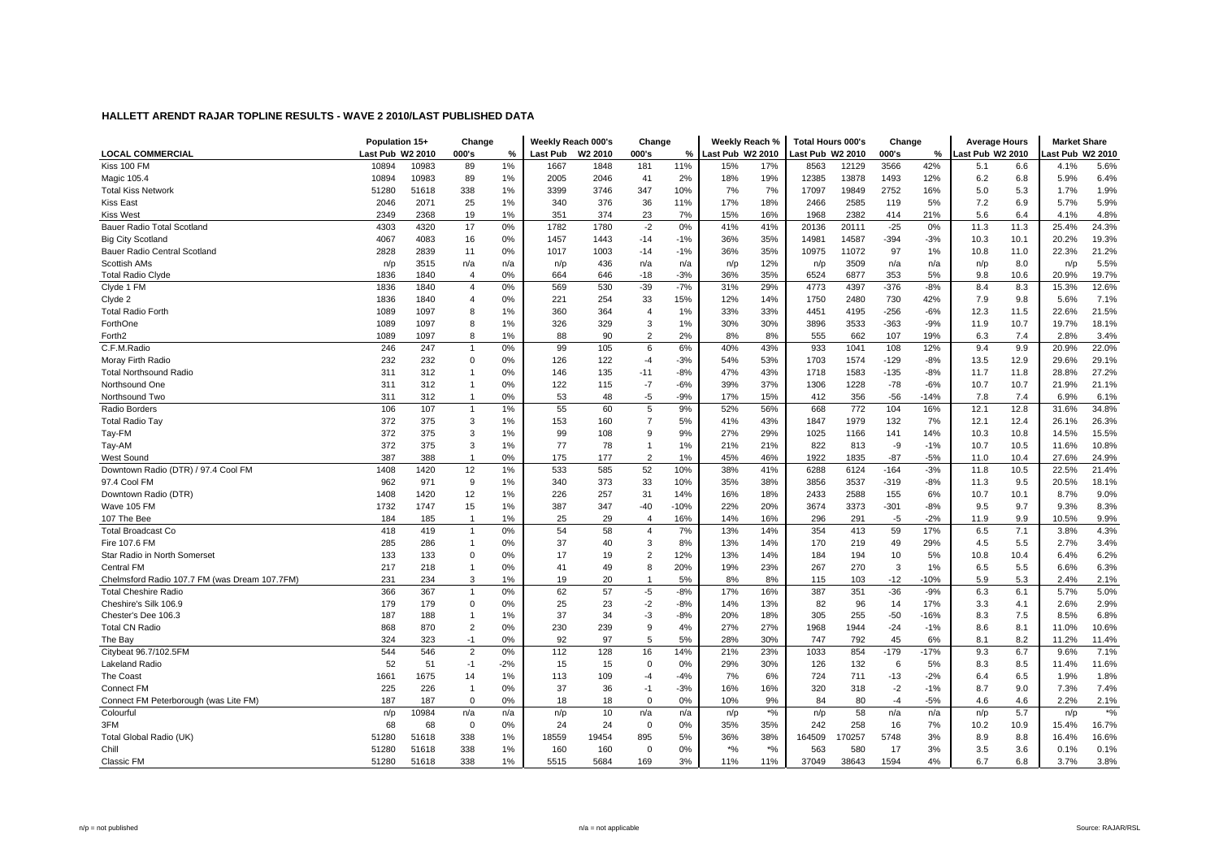## HALLETT ARENDT RAJAR TOPLINE RESULTS - WAVE 2 2010/LAST PUBLISHED DATA

| LOCAL COMMERCIAL | Population 15+ | | Change | | Weekly Reach 000's | | Change | | Weekly Reach % | | Total Hours 000's | | Change | | Average Hours | | Market Share | |
|---|---|---|---|---|---|---|---|---|---|---|---|---|---|---|---|---|---|---|
| | Last Pub | W2 2010 | 000's | % | Last Pub | W2 2010 | 000's | % | Last Pub | W2 2010 | Last Pub | W2 2010 | 000's | % | Last Pub | W2 2010 | Last Pub | W2 2010 |
| Kiss 100 FM | 10894 | 10983 | 89 | 1% | 1667 | 1848 | 181 | 11% | 15% | 17% | 8563 | 12129 | 3566 | 42% | 5.1 | 6.6 | 4.1% | 5.6% |
| Magic 105.4 | 10894 | 10983 | 89 | 1% | 2005 | 2046 | 41 | 2% | 18% | 19% | 12385 | 13878 | 1493 | 12% | 6.2 | 6.8 | 5.9% | 6.4% |
| Total Kiss Network | 51280 | 51618 | 338 | 1% | 3399 | 3746 | 347 | 10% | 7% | 7% | 17097 | 19849 | 2752 | 16% | 5.0 | 5.3 | 1.7% | 1.9% |
| Kiss East | 2046 | 2071 | 25 | 1% | 340 | 376 | 36 | 11% | 17% | 18% | 2466 | 2585 | 119 | 5% | 7.2 | 6.9 | 5.7% | 5.9% |
| Kiss West | 2349 | 2368 | 19 | 1% | 351 | 374 | 23 | 7% | 15% | 16% | 1968 | 2382 | 414 | 21% | 5.6 | 6.4 | 4.1% | 4.8% |
| Bauer Radio Total Scotland | 4303 | 4320 | 17 | 0% | 1782 | 1780 | -2 | 0% | 41% | 41% | 20136 | 20111 | -25 | 0% | 11.3 | 11.3 | 25.4% | 24.3% |
| Big City Scotland | 4067 | 4083 | 16 | 0% | 1457 | 1443 | -14 | -1% | 36% | 35% | 14981 | 14587 | -394 | -3% | 10.3 | 10.1 | 20.2% | 19.3% |
| Bauer Radio Central Scotland | 2828 | 2839 | 11 | 0% | 1017 | 1003 | -14 | -1% | 36% | 35% | 10975 | 11072 | 97 | 1% | 10.8 | 11.0 | 22.3% | 21.2% |
| Scottish AMs | n/p | 3515 | n/a | n/a | n/p | 436 | n/a | n/a | n/p | 12% | n/p | 3509 | n/a | n/a | n/p | 8.0 | n/p | 5.5% |
| Total Radio Clyde | 1836 | 1840 | 4 | 0% | 664 | 646 | -18 | -3% | 36% | 35% | 6524 | 6877 | 353 | 5% | 9.8 | 10.6 | 20.9% | 19.7% |
| Clyde 1 FM | 1836 | 1840 | 4 | 0% | 569 | 530 | -39 | -7% | 31% | 29% | 4773 | 4397 | -376 | -8% | 8.4 | 8.3 | 15.3% | 12.6% |
| Clyde 2 | 1836 | 1840 | 4 | 0% | 221 | 254 | 33 | 15% | 12% | 14% | 1750 | 2480 | 730 | 42% | 7.9 | 9.8 | 5.6% | 7.1% |
| Total Radio Forth | 1089 | 1097 | 8 | 1% | 360 | 364 | 4 | 1% | 33% | 33% | 4451 | 4195 | -256 | -6% | 12.3 | 11.5 | 22.6% | 21.5% |
| ForthOne | 1089 | 1097 | 8 | 1% | 326 | 329 | 3 | 1% | 30% | 30% | 3896 | 3533 | -363 | -9% | 11.9 | 10.7 | 19.7% | 18.1% |
| Forth2 | 1089 | 1097 | 8 | 1% | 88 | 90 | 2 | 2% | 8% | 8% | 555 | 662 | 107 | 19% | 6.3 | 7.4 | 2.8% | 3.4% |
| C.F.M.Radio | 246 | 247 | 1 | 0% | 99 | 105 | 6 | 6% | 40% | 43% | 933 | 1041 | 108 | 12% | 9.4 | 9.9 | 20.9% | 22.0% |
| Moray Firth Radio | 232 | 232 | 0 | 0% | 126 | 122 | -4 | -3% | 54% | 53% | 1703 | 1574 | -129 | -8% | 13.5 | 12.9 | 29.6% | 29.1% |
| Total Northsound Radio | 311 | 312 | 1 | 0% | 146 | 135 | -11 | -8% | 47% | 43% | 1718 | 1583 | -135 | -8% | 11.7 | 11.8 | 28.8% | 27.2% |
| Northsound One | 311 | 312 | 1 | 0% | 122 | 115 | -7 | -6% | 39% | 37% | 1306 | 1228 | -78 | -6% | 10.7 | 10.7 | 21.9% | 21.1% |
| Northsound Two | 311 | 312 | 1 | 0% | 53 | 48 | -5 | -9% | 17% | 15% | 412 | 356 | -56 | -14% | 7.8 | 7.4 | 6.9% | 6.1% |
| Radio Borders | 106 | 107 | 1 | 1% | 55 | 60 | 5 | 9% | 52% | 56% | 668 | 772 | 104 | 16% | 12.1 | 12.8 | 31.6% | 34.8% |
| Total Radio Tay | 372 | 375 | 3 | 1% | 153 | 160 | 7 | 5% | 41% | 43% | 1847 | 1979 | 132 | 7% | 12.1 | 12.4 | 26.1% | 26.3% |
| Tay-FM | 372 | 375 | 3 | 1% | 99 | 108 | 9 | 9% | 27% | 29% | 1025 | 1166 | 141 | 14% | 10.3 | 10.8 | 14.5% | 15.5% |
| Tay-AM | 372 | 375 | 3 | 1% | 77 | 78 | 1 | 1% | 21% | 21% | 822 | 813 | -9 | -1% | 10.7 | 10.5 | 11.6% | 10.8% |
| West Sound | 387 | 388 | 1 | 0% | 175 | 177 | 2 | 1% | 45% | 46% | 1922 | 1835 | -87 | -5% | 11.0 | 10.4 | 27.6% | 24.9% |
| Downtown Radio (DTR) / 97.4 Cool FM | 1408 | 1420 | 12 | 1% | 533 | 585 | 52 | 10% | 38% | 41% | 6288 | 6124 | -164 | -3% | 11.8 | 10.5 | 22.5% | 21.4% |
| 97.4 Cool FM | 962 | 971 | 9 | 1% | 340 | 373 | 33 | 10% | 35% | 38% | 3856 | 3537 | -319 | -8% | 11.3 | 9.5 | 20.5% | 18.1% |
| Downtown Radio (DTR) | 1408 | 1420 | 12 | 1% | 226 | 257 | 31 | 14% | 16% | 18% | 2433 | 2588 | 155 | 6% | 10.7 | 10.1 | 8.7% | 9.0% |
| Wave 105 FM | 1732 | 1747 | 15 | 1% | 387 | 347 | -40 | -10% | 22% | 20% | 3674 | 3373 | -301 | -8% | 9.5 | 9.7 | 9.3% | 8.3% |
| 107 The Bee | 184 | 185 | 1 | 1% | 25 | 29 | 4 | 16% | 14% | 16% | 296 | 291 | -5 | -2% | 11.9 | 9.9 | 10.5% | 9.9% |
| Total Broadcast Co | 418 | 419 | 1 | 0% | 54 | 58 | 4 | 7% | 13% | 14% | 354 | 413 | 59 | 17% | 6.5 | 7.1 | 3.8% | 4.3% |
| Fire 107.6 FM | 285 | 286 | 1 | 0% | 37 | 40 | 3 | 8% | 13% | 14% | 170 | 219 | 49 | 29% | 4.5 | 5.5 | 2.7% | 3.4% |
| Star Radio in North Somerset | 133 | 133 | 0 | 0% | 17 | 19 | 2 | 12% | 13% | 14% | 184 | 194 | 10 | 5% | 10.8 | 10.4 | 6.4% | 6.2% |
| Central FM | 217 | 218 | 1 | 0% | 41 | 49 | 8 | 20% | 19% | 23% | 267 | 270 | 3 | 1% | 6.5 | 5.5 | 6.6% | 6.3% |
| Chelmsford Radio 107.7 FM (was Dream 107.7FM) | 231 | 234 | 3 | 1% | 19 | 20 | 1 | 5% | 8% | 8% | 115 | 103 | -12 | -10% | 5.9 | 5.3 | 2.4% | 2.1% |
| Total Cheshire Radio | 366 | 367 | 1 | 0% | 62 | 57 | -5 | -8% | 17% | 16% | 387 | 351 | -36 | -9% | 6.3 | 6.1 | 5.7% | 5.0% |
| Cheshire's Silk 106.9 | 179 | 179 | 0 | 0% | 25 | 23 | -2 | -8% | 14% | 13% | 82 | 96 | 14 | 17% | 3.3 | 4.1 | 2.6% | 2.9% |
| Chester's Dee 106.3 | 187 | 188 | 1 | 1% | 37 | 34 | -3 | -8% | 20% | 18% | 305 | 255 | -50 | -16% | 8.3 | 7.5 | 8.5% | 6.8% |
| Total CN Radio | 868 | 870 | 2 | 0% | 230 | 239 | 9 | 4% | 27% | 27% | 1968 | 1944 | -24 | -1% | 8.6 | 8.1 | 11.0% | 10.6% |
| The Bay | 324 | 323 | -1 | 0% | 92 | 97 | 5 | 5% | 28% | 30% | 747 | 792 | 45 | 6% | 8.1 | 8.2 | 11.2% | 11.4% |
| Citybeat 96.7/102.5FM | 544 | 546 | 2 | 0% | 112 | 128 | 16 | 14% | 21% | 23% | 1033 | 854 | -179 | -17% | 9.3 | 6.7 | 9.6% | 7.1% |
| Lakeland Radio | 52 | 51 | -1 | -2% | 15 | 15 | 0 | 0% | 29% | 30% | 126 | 132 | 6 | 5% | 8.3 | 8.5 | 11.4% | 11.6% |
| The Coast | 1661 | 1675 | 14 | 1% | 113 | 109 | -4 | -4% | 7% | 6% | 724 | 711 | -13 | -2% | 6.4 | 6.5 | 1.9% | 1.8% |
| Connect FM | 225 | 226 | 1 | 0% | 37 | 36 | -1 | -3% | 16% | 16% | 320 | 318 | -2 | -1% | 8.7 | 9.0 | 7.3% | 7.4% |
| Connect FM Peterborough (was Lite FM) | 187 | 187 | 0 | 0% | 18 | 18 | 0 | 0% | 10% | 9% | 84 | 80 | -4 | -5% | 4.6 | 4.6 | 2.2% | 2.1% |
| Colourful | n/p | 10984 | n/a | n/a | n/p | 10 | n/a | n/a | n/p | *% | n/p | 58 | n/a | n/a | n/p | 5.7 | n/p | *% |
| 3FM | 68 | 68 | 0 | 0% | 24 | 24 | 0 | 0% | 35% | 35% | 242 | 258 | 16 | 7% | 10.2 | 10.9 | 15.4% | 16.7% |
| Total Global Radio (UK) | 51280 | 51618 | 338 | 1% | 18559 | 19454 | 895 | 5% | 36% | 38% | 164509 | 170257 | 5748 | 3% | 8.9 | 8.8 | 16.4% | 16.6% |
| Chill | 51280 | 51618 | 338 | 1% | 160 | 160 | 0 | 0% | *% | *% | 563 | 580 | 17 | 3% | 3.5 | 3.6 | 0.1% | 0.1% |
| Classic FM | 51280 | 51618 | 338 | 1% | 5515 | 5684 | 169 | 3% | 11% | 11% | 37049 | 38643 | 1594 | 4% | 6.7 | 6.8 | 3.7% | 3.8% |

n/p = not published | n/a = not applicable | Source: RAJAR/RSL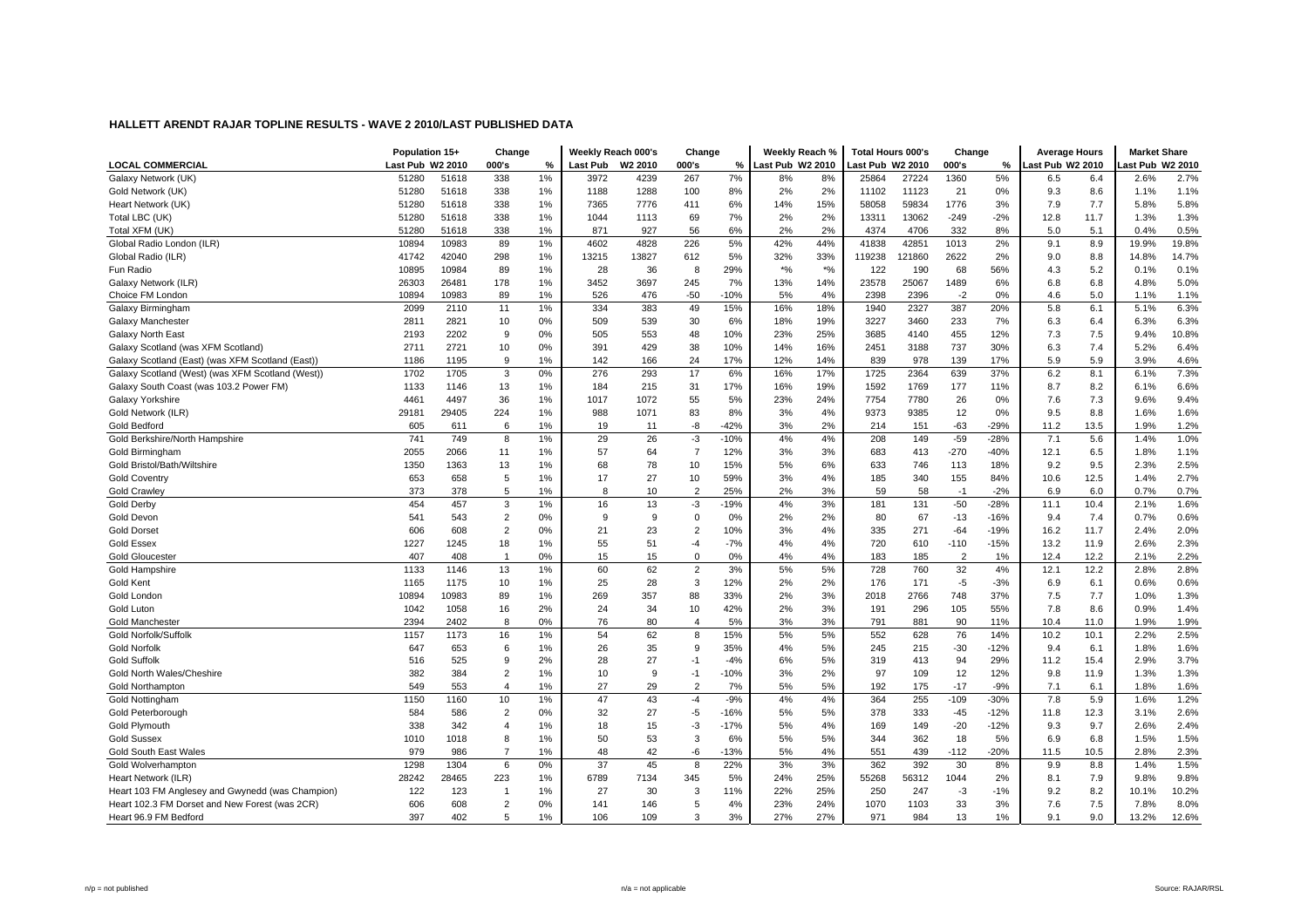## HALLETT ARENDT RAJAR TOPLINE RESULTS - WAVE 2 2010/LAST PUBLISHED DATA

| | Population 15+ | | Change | | Weekly Reach 000's | | Change | | Weekly Reach % | | Total Hours 000's | | Change | | Average Hours | | Market Share | |
|---|---|---|---|---|---|---|---|---|---|---|---|---|---|---|---|---|---|---|
| LOCAL COMMERCIAL | Last Pub | W2 2010 | 000's | % | Last Pub | W2 2010 | 000's | % | Last Pub | W2 2010 | Last Pub | W2 2010 | 000's | % | Last Pub | W2 2010 | Last Pub | W2 2010 |
| Galaxy Network (UK) | 51280 | 51618 | 338 | 1% | 3972 | 4239 | 267 | 7% | 8% | 8% | 25864 | 27224 | 1360 | 5% | 6.5 | 6.4 | 2.6% | 2.7% |
| Gold Network (UK) | 51280 | 51618 | 338 | 1% | 1188 | 1288 | 100 | 8% | 2% | 2% | 11102 | 11123 | 21 | 0% | 9.3 | 8.6 | 1.1% | 1.1% |
| Heart Network (UK) | 51280 | 51618 | 338 | 1% | 7365 | 7776 | 411 | 6% | 14% | 15% | 58058 | 59834 | 1776 | 3% | 7.9 | 7.7 | 5.8% | 5.8% |
| Total LBC (UK) | 51280 | 51618 | 338 | 1% | 1044 | 1113 | 69 | 7% | 2% | 2% | 13311 | 13062 | -249 | -2% | 12.8 | 11.7 | 1.3% | 1.3% |
| Total XFM (UK) | 51280 | 51618 | 338 | 1% | 871 | 927 | 56 | 6% | 2% | 2% | 4374 | 4706 | 332 | 8% | 5.0 | 5.1 | 0.4% | 0.5% |
| Global Radio London (ILR) | 10894 | 10983 | 89 | 1% | 4602 | 4828 | 226 | 5% | 42% | 44% | 41838 | 42851 | 1013 | 2% | 9.1 | 8.9 | 19.9% | 19.8% |
| Global Radio (ILR) | 41742 | 42040 | 298 | 1% | 13215 | 13827 | 612 | 5% | 32% | 33% | 119238 | 121860 | 2622 | 2% | 9.0 | 8.8 | 14.8% | 14.7% |
| Fun Radio | 10895 | 10984 | 89 | 1% | 28 | 36 | 8 | 29% | *% | *% | 122 | 190 | 68 | 56% | 4.3 | 5.2 | 0.1% | 0.1% |
| Galaxy Network (ILR) | 26303 | 26481 | 178 | 1% | 3452 | 3697 | 245 | 7% | 13% | 14% | 23578 | 25067 | 1489 | 6% | 6.8 | 6.8 | 4.8% | 5.0% |
| Choice FM London | 10894 | 10983 | 89 | 1% | 526 | 476 | -50 | -10% | 5% | 4% | 2398 | 2396 | -2 | 0% | 4.6 | 5.0 | 1.1% | 1.1% |
| Galaxy Birmingham | 2099 | 2110 | 11 | 1% | 334 | 383 | 49 | 15% | 16% | 18% | 1940 | 2327 | 387 | 20% | 5.8 | 6.1 | 5.1% | 6.3% |
| Galaxy Manchester | 2811 | 2821 | 10 | 0% | 509 | 539 | 30 | 6% | 18% | 19% | 3227 | 3460 | 233 | 7% | 6.3 | 6.4 | 6.3% | 6.3% |
| Galaxy North East | 2193 | 2202 | 9 | 0% | 505 | 553 | 48 | 10% | 23% | 25% | 3685 | 4140 | 455 | 12% | 7.3 | 7.5 | 9.4% | 10.8% |
| Galaxy Scotland (was XFM Scotland) | 2711 | 2721 | 10 | 0% | 391 | 429 | 38 | 10% | 14% | 16% | 2451 | 3188 | 737 | 30% | 6.3 | 7.4 | 5.2% | 6.4% |
| Galaxy Scotland (East) (was XFM Scotland (East)) | 1186 | 1195 | 9 | 1% | 142 | 166 | 24 | 17% | 12% | 14% | 839 | 978 | 139 | 17% | 5.9 | 5.9 | 3.9% | 4.6% |
| Galaxy Scotland (West) (was XFM Scotland (West)) | 1702 | 1705 | 3 | 0% | 276 | 293 | 17 | 6% | 16% | 17% | 1725 | 2364 | 639 | 37% | 6.2 | 8.1 | 6.1% | 7.3% |
| Galaxy South Coast (was 103.2 Power FM) | 1133 | 1146 | 13 | 1% | 184 | 215 | 31 | 17% | 16% | 19% | 1592 | 1769 | 177 | 11% | 8.7 | 8.2 | 6.1% | 6.6% |
| Galaxy Yorkshire | 4461 | 4497 | 36 | 1% | 1017 | 1072 | 55 | 5% | 23% | 24% | 7754 | 7780 | 26 | 0% | 7.6 | 7.3 | 9.6% | 9.4% |
| Gold Network (ILR) | 29181 | 29405 | 224 | 1% | 988 | 1071 | 83 | 8% | 3% | 4% | 9373 | 9385 | 12 | 0% | 9.5 | 8.8 | 1.6% | 1.6% |
| Gold Bedford | 605 | 611 | 6 | 1% | 19 | 11 | -8 | -42% | 3% | 2% | 214 | 151 | -63 | -29% | 11.2 | 13.5 | 1.9% | 1.2% |
| Gold Berkshire/North Hampshire | 741 | 749 | 8 | 1% | 29 | 26 | -3 | -10% | 4% | 4% | 208 | 149 | -59 | -28% | 7.1 | 5.6 | 1.4% | 1.0% |
| Gold Birmingham | 2055 | 2066 | 11 | 1% | 57 | 64 | 7 | 12% | 3% | 3% | 683 | 413 | -270 | -40% | 12.1 | 6.5 | 1.8% | 1.1% |
| Gold Bristol/Bath/Wiltshire | 1350 | 1363 | 13 | 1% | 68 | 78 | 10 | 15% | 5% | 6% | 633 | 746 | 113 | 18% | 9.2 | 9.5 | 2.3% | 2.5% |
| Gold Coventry | 653 | 658 | 5 | 1% | 17 | 27 | 10 | 59% | 3% | 4% | 185 | 340 | 155 | 84% | 10.6 | 12.5 | 1.4% | 2.7% |
| Gold Crawley | 373 | 378 | 5 | 1% | 8 | 10 | 2 | 25% | 2% | 3% | 59 | 58 | -1 | -2% | 6.9 | 6.0 | 0.7% | 0.7% |
| Gold Derby | 454 | 457 | 3 | 1% | 16 | 13 | -3 | -19% | 4% | 3% | 181 | 131 | -50 | -28% | 11.1 | 10.4 | 2.1% | 1.6% |
| Gold Devon | 541 | 543 | 2 | 0% | 9 | 9 | 0 | 0% | 2% | 2% | 80 | 67 | -13 | -16% | 9.4 | 7.4 | 0.7% | 0.6% |
| Gold Dorset | 606 | 608 | 2 | 0% | 21 | 23 | 2 | 10% | 3% | 4% | 335 | 271 | -64 | -19% | 16.2 | 11.7 | 2.4% | 2.0% |
| Gold Essex | 1227 | 1245 | 18 | 1% | 55 | 51 | -4 | -7% | 4% | 4% | 720 | 610 | -110 | -15% | 13.2 | 11.9 | 2.6% | 2.3% |
| Gold Gloucester | 407 | 408 | 1 | 0% | 15 | 15 | 0 | 0% | 4% | 4% | 183 | 185 | 2 | 1% | 12.4 | 12.2 | 2.1% | 2.2% |
| Gold Hampshire | 1133 | 1146 | 13 | 1% | 60 | 62 | 2 | 3% | 5% | 5% | 728 | 760 | 32 | 4% | 12.1 | 12.2 | 2.8% | 2.8% |
| Gold Kent | 1165 | 1175 | 10 | 1% | 25 | 28 | 3 | 12% | 2% | 2% | 176 | 171 | -5 | -3% | 6.9 | 6.1 | 0.6% | 0.6% |
| Gold London | 10894 | 10983 | 89 | 1% | 269 | 357 | 88 | 33% | 2% | 3% | 2018 | 2766 | 748 | 37% | 7.5 | 7.7 | 1.0% | 1.3% |
| Gold Luton | 1042 | 1058 | 16 | 2% | 24 | 34 | 10 | 42% | 2% | 3% | 191 | 296 | 105 | 55% | 7.8 | 8.6 | 0.9% | 1.4% |
| Gold Manchester | 2394 | 2402 | 8 | 0% | 76 | 80 | 4 | 5% | 3% | 3% | 791 | 881 | 90 | 11% | 10.4 | 11.0 | 1.9% | 1.9% |
| Gold Norfolk/Suffolk | 1157 | 1173 | 16 | 1% | 54 | 62 | 8 | 15% | 5% | 5% | 552 | 628 | 76 | 14% | 10.2 | 10.1 | 2.2% | 2.5% |
| Gold Norfolk | 647 | 653 | 6 | 1% | 26 | 35 | 9 | 35% | 4% | 5% | 245 | 215 | -30 | -12% | 9.4 | 6.1 | 1.8% | 1.6% |
| Gold Suffolk | 516 | 525 | 9 | 2% | 28 | 27 | -1 | -4% | 6% | 5% | 319 | 413 | 94 | 29% | 11.2 | 15.4 | 2.9% | 3.7% |
| Gold North Wales/Cheshire | 382 | 384 | 2 | 1% | 10 | 9 | -1 | -10% | 3% | 2% | 97 | 109 | 12 | 12% | 9.8 | 11.9 | 1.3% | 1.3% |
| Gold Northampton | 549 | 553 | 4 | 1% | 27 | 29 | 2 | 7% | 5% | 5% | 192 | 175 | -17 | -9% | 7.1 | 6.1 | 1.8% | 1.6% |
| Gold Nottingham | 1150 | 1160 | 10 | 1% | 47 | 43 | -4 | -9% | 4% | 4% | 364 | 255 | -109 | -30% | 7.8 | 5.9 | 1.6% | 1.2% |
| Gold Peterborough | 584 | 586 | 2 | 0% | 32 | 27 | -5 | -16% | 5% | 5% | 378 | 333 | -45 | -12% | 11.8 | 12.3 | 3.1% | 2.6% |
| Gold Plymouth | 338 | 342 | 4 | 1% | 18 | 15 | -3 | -17% | 5% | 4% | 169 | 149 | -20 | -12% | 9.3 | 9.7 | 2.6% | 2.4% |
| Gold Sussex | 1010 | 1018 | 8 | 1% | 50 | 53 | 3 | 6% | 5% | 5% | 344 | 362 | 18 | 5% | 6.9 | 6.8 | 1.5% | 1.5% |
| Gold South East Wales | 979 | 986 | 7 | 1% | 48 | 42 | -6 | -13% | 5% | 4% | 551 | 439 | -112 | -20% | 11.5 | 10.5 | 2.8% | 2.3% |
| Gold Wolverhampton | 1298 | 1304 | 6 | 0% | 37 | 45 | 8 | 22% | 3% | 3% | 362 | 392 | 30 | 8% | 9.9 | 8.8 | 1.4% | 1.5% |
| Heart Network (ILR) | 28242 | 28465 | 223 | 1% | 6789 | 7134 | 345 | 5% | 24% | 25% | 55268 | 56312 | 1044 | 2% | 8.1 | 7.9 | 9.8% | 9.8% |
| Heart 103 FM Anglesey and Gwynedd (was Champion) | 122 | 123 | 1 | 1% | 27 | 30 | 3 | 11% | 22% | 25% | 250 | 247 | -3 | -1% | 9.2 | 8.2 | 10.1% | 10.2% |
| Heart 102.3 FM Dorset and New Forest (was 2CR) | 606 | 608 | 2 | 0% | 141 | 146 | 5 | 4% | 23% | 24% | 1070 | 1103 | 33 | 3% | 7.6 | 7.5 | 7.8% | 8.0% |
| Heart 96.9 FM Bedford | 397 | 402 | 5 | 1% | 106 | 109 | 3 | 3% | 27% | 27% | 971 | 984 | 13 | 1% | 9.1 | 9.0 | 13.2% | 12.6% |

n/p = not published n/a = not applicable Source: RAJAR/RSL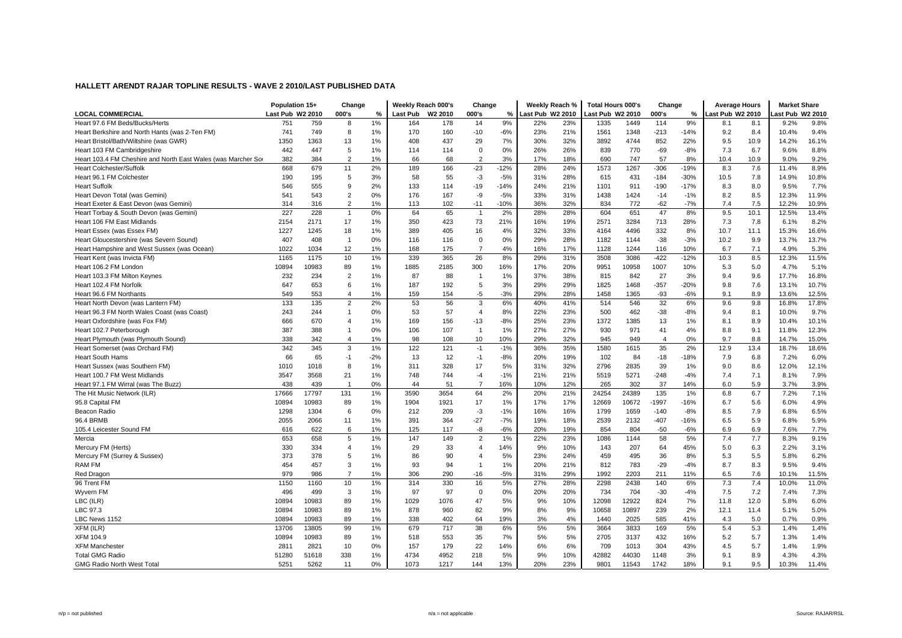# HALLETT ARENDT RAJAR TOPLINE RESULTS - WAVE 2 2010/LAST PUBLISHED DATA

| LOCAL COMMERCIAL | Population 15+ | | Change | | Weekly Reach 000's | | Change | | Weekly Reach % | | Total Hours 000's | | Change | | Average Hours | | Market Share | |
|---|---|---|---|---|---|---|---|---|---|---|---|---|---|---|---|---|---|---|
| | Last Pub | W2 2010 | 000's | % | Last Pub | W2 2010 | 000's | % | Last Pub | W2 2010 | Last Pub | W2 2010 | 000's | % | Last Pub | W2 2010 | Last Pub | W2 2010 |
| Heart 97.6 FM Beds/Bucks/Herts | 751 | 759 | 8 | 1% | 164 | 178 | 14 | 9% | 22% | 23% | 1335 | 1449 | 114 | 9% | 8.1 | 8.1 | 9.2% | 9.8% |
| Heart Berkshire and North Hants (was 2-Ten FM) | 741 | 749 | 8 | 1% | 170 | 160 | -10 | -6% | 23% | 21% | 1561 | 1348 | -213 | -14% | 9.2 | 8.4 | 10.4% | 9.4% |
| Heart Bristol/Bath/Wiltshire (was GWR) | 1350 | 1363 | 13 | 1% | 408 | 437 | 29 | 7% | 30% | 32% | 3892 | 4744 | 852 | 22% | 9.5 | 10.9 | 14.2% | 16.1% |
| Heart 103 FM Cambridgeshire | 442 | 447 | 5 | 1% | 114 | 114 | 0 | 0% | 26% | 26% | 839 | 770 | -69 | -8% | 7.3 | 6.7 | 9.6% | 8.8% |
| Heart 103.4 FM Cheshire and North East Wales (was Marcher Sou | 382 | 384 | 2 | 1% | 66 | 68 | 2 | 3% | 17% | 18% | 690 | 747 | 57 | 8% | 10.4 | 10.9 | 9.0% | 9.2% |
| Heart Colchester/Suffolk | 668 | 679 | 11 | 2% | 189 | 166 | -23 | -12% | 28% | 24% | 1573 | 1267 | -306 | -19% | 8.3 | 7.6 | 11.4% | 8.9% |
| Heart 96.1 FM Colchester | 190 | 195 | 5 | 3% | 58 | 55 | -3 | -5% | 31% | 28% | 615 | 431 | -184 | -30% | 10.5 | 7.8 | 14.9% | 10.8% |
| Heart Suffolk | 546 | 555 | 9 | 2% | 133 | 114 | -19 | -14% | 24% | 21% | 1101 | 911 | -190 | -17% | 8.3 | 8.0 | 9.5% | 7.7% |
| Heart Devon Total (was Gemini) | 541 | 543 | 2 | 0% | 176 | 167 | -9 | -5% | 33% | 31% | 1438 | 1424 | -14 | -1% | 8.2 | 8.5 | 12.3% | 11.9% |
| Heart Exeter & East Devon (was Gemini) | 314 | 316 | 2 | 1% | 113 | 102 | -11 | -10% | 36% | 32% | 834 | 772 | -62 | -7% | 7.4 | 7.5 | 12.2% | 10.9% |
| Heart Torbay & South Devon (was Gemini) | 227 | 228 | 1 | 0% | 64 | 65 | 1 | 2% | 28% | 28% | 604 | 651 | 47 | 8% | 9.5 | 10.1 | 12.5% | 13.4% |
| Heart 106 FM East Midlands | 2154 | 2171 | 17 | 1% | 350 | 423 | 73 | 21% | 16% | 19% | 2571 | 3284 | 713 | 28% | 7.3 | 7.8 | 6.1% | 8.2% |
| Heart Essex (was Essex FM) | 1227 | 1245 | 18 | 1% | 389 | 405 | 16 | 4% | 32% | 33% | 4164 | 4496 | 332 | 8% | 10.7 | 11.1 | 15.3% | 16.6% |
| Heart Gloucestershire (was Severn Sound) | 407 | 408 | 1 | 0% | 116 | 116 | 0 | 0% | 29% | 28% | 1182 | 1144 | -38 | -3% | 10.2 | 9.9 | 13.7% | 13.7% |
| Heart Hampshire and West Sussex (was Ocean) | 1022 | 1034 | 12 | 1% | 168 | 175 | 7 | 4% | 16% | 17% | 1128 | 1244 | 116 | 10% | 6.7 | 7.1 | 4.9% | 5.3% |
| Heart Kent (was Invicta FM) | 1165 | 1175 | 10 | 1% | 339 | 365 | 26 | 8% | 29% | 31% | 3508 | 3086 | -422 | -12% | 10.3 | 8.5 | 12.3% | 11.5% |
| Heart 106.2 FM London | 10894 | 10983 | 89 | 1% | 1885 | 2185 | 300 | 16% | 17% | 20% | 9951 | 10958 | 1007 | 10% | 5.3 | 5.0 | 4.7% | 5.1% |
| Heart 103.3 FM Milton Keynes | 232 | 234 | 2 | 1% | 87 | 88 | 1 | 1% | 37% | 38% | 815 | 842 | 27 | 3% | 9.4 | 9.6 | 17.7% | 16.8% |
| Heart 102.4 FM Norfolk | 647 | 653 | 6 | 1% | 187 | 192 | 5 | 3% | 29% | 29% | 1825 | 1468 | -357 | -20% | 9.8 | 7.6 | 13.1% | 10.7% |
| Heart 96.6 FM Northants | 549 | 553 | 4 | 1% | 159 | 154 | -5 | -3% | 29% | 28% | 1458 | 1365 | -93 | -6% | 9.1 | 8.9 | 13.6% | 12.5% |
| Heart North Devon (was Lantern FM) | 133 | 135 | 2 | 2% | 53 | 56 | 3 | 6% | 40% | 41% | 514 | 546 | 32 | 6% | 9.6 | 9.8 | 16.8% | 17.8% |
| Heart 96.3 FM North Wales Coast (was Coast) | 243 | 244 | 1 | 0% | 53 | 57 | 4 | 8% | 22% | 23% | 500 | 462 | -38 | -8% | 9.4 | 8.1 | 10.0% | 9.7% |
| Heart Oxfordshire (was Fox FM) | 666 | 670 | 4 | 1% | 169 | 156 | -13 | -8% | 25% | 23% | 1372 | 1385 | 13 | 1% | 8.1 | 8.9 | 10.4% | 10.1% |
| Heart 102.7 Peterborough | 387 | 388 | 1 | 0% | 106 | 107 | 1 | 1% | 27% | 27% | 930 | 971 | 41 | 4% | 8.8 | 9.1 | 11.8% | 12.3% |
| Heart Plymouth (was Plymouth Sound) | 338 | 342 | 4 | 1% | 98 | 108 | 10 | 10% | 29% | 32% | 945 | 949 | 4 | 0% | 9.7 | 8.8 | 14.7% | 15.0% |
| Heart Somerset (was Orchard FM) | 342 | 345 | 3 | 1% | 122 | 121 | -1 | -1% | 36% | 35% | 1580 | 1615 | 35 | 2% | 12.9 | 13.4 | 18.7% | 18.6% |
| Heart South Hams | 66 | 65 | -1 | -2% | 13 | 12 | -1 | -8% | 20% | 19% | 102 | 84 | -18 | -18% | 7.9 | 6.8 | 7.2% | 6.0% |
| Heart Sussex (was Southern FM) | 1010 | 1018 | 8 | 1% | 311 | 328 | 17 | 5% | 31% | 32% | 2796 | 2835 | 39 | 1% | 9.0 | 8.6 | 12.0% | 12.1% |
| Heart 100.7 FM West Midlands | 3547 | 3568 | 21 | 1% | 748 | 744 | -4 | -1% | 21% | 21% | 5519 | 5271 | -248 | -4% | 7.4 | 7.1 | 8.1% | 7.9% |
| Heart 97.1 FM Wirral (was The Buzz) | 438 | 439 | 1 | 0% | 44 | 51 | 7 | 16% | 10% | 12% | 265 | 302 | 37 | 14% | 6.0 | 5.9 | 3.7% | 3.9% |
| The Hit Music Network (ILR) | 17666 | 17797 | 131 | 1% | 3590 | 3654 | 64 | 2% | 20% | 21% | 24254 | 24389 | 135 | 1% | 6.8 | 6.7 | 7.2% | 7.1% |
| 95.8 Capital FM | 10894 | 10983 | 89 | 1% | 1904 | 1921 | 17 | 1% | 17% | 17% | 12669 | 10672 | -1997 | -16% | 6.7 | 5.6 | 6.0% | 4.9% |
| Beacon Radio | 1298 | 1304 | 6 | 0% | 212 | 209 | -3 | -1% | 16% | 16% | 1799 | 1659 | -140 | -8% | 8.5 | 7.9 | 6.8% | 6.5% |
| 96.4 BRMB | 2055 | 2066 | 11 | 1% | 391 | 364 | -27 | -7% | 19% | 18% | 2539 | 2132 | -407 | -16% | 6.5 | 5.9 | 6.8% | 5.9% |
| 105.4 Leicester Sound FM | 616 | 622 | 6 | 1% | 125 | 117 | -8 | -6% | 20% | 19% | 854 | 804 | -50 | -6% | 6.9 | 6.9 | 7.6% | 7.7% |
| Mercia | 653 | 658 | 5 | 1% | 147 | 149 | 2 | 1% | 22% | 23% | 1086 | 1144 | 58 | 5% | 7.4 | 7.7 | 8.3% | 9.1% |
| Mercury FM (Herts) | 330 | 334 | 4 | 1% | 29 | 33 | 4 | 14% | 9% | 10% | 143 | 207 | 64 | 45% | 5.0 | 6.3 | 2.2% | 3.1% |
| Mercury FM (Surrey & Sussex) | 373 | 378 | 5 | 1% | 86 | 90 | 4 | 5% | 23% | 24% | 459 | 495 | 36 | 8% | 5.3 | 5.5 | 5.8% | 6.2% |
| RAM FM | 454 | 457 | 3 | 1% | 93 | 94 | 1 | 1% | 20% | 21% | 812 | 783 | -29 | -4% | 8.7 | 8.3 | 9.5% | 9.4% |
| Red Dragon | 979 | 986 | 7 | 1% | 306 | 290 | -16 | -5% | 31% | 29% | 1992 | 2203 | 211 | 11% | 6.5 | 7.6 | 10.1% | 11.5% |
| 96 Trent FM | 1150 | 1160 | 10 | 1% | 314 | 330 | 16 | 5% | 27% | 28% | 2298 | 2438 | 140 | 6% | 7.3 | 7.4 | 10.0% | 11.0% |
| Wyvern FM | 496 | 499 | 3 | 1% | 97 | 97 | 0 | 0% | 20% | 20% | 734 | 704 | -30 | -4% | 7.5 | 7.2 | 7.4% | 7.3% |
| LBC (ILR) | 10894 | 10983 | 89 | 1% | 1029 | 1076 | 47 | 5% | 9% | 10% | 12098 | 12922 | 824 | 7% | 11.8 | 12.0 | 5.8% | 6.0% |
| LBC 97.3 | 10894 | 10983 | 89 | 1% | 878 | 960 | 82 | 9% | 8% | 9% | 10658 | 10897 | 239 | 2% | 12.1 | 11.4 | 5.1% | 5.0% |
| LBC News 1152 | 10894 | 10983 | 89 | 1% | 338 | 402 | 64 | 19% | 3% | 4% | 1440 | 2025 | 585 | 41% | 4.3 | 5.0 | 0.7% | 0.9% |
| XFM (ILR) | 13706 | 13805 | 99 | 1% | 679 | 717 | 38 | 6% | 5% | 5% | 3664 | 3833 | 169 | 5% | 5.4 | 5.3 | 1.4% | 1.4% |
| XFM 104.9 | 10894 | 10983 | 89 | 1% | 518 | 553 | 35 | 7% | 5% | 5% | 2705 | 3137 | 432 | 16% | 5.2 | 5.7 | 1.3% | 1.4% |
| XFM Manchester | 2811 | 2821 | 10 | 0% | 157 | 179 | 22 | 14% | 6% | 6% | 709 | 1013 | 304 | 43% | 4.5 | 5.7 | 1.4% | 1.9% |
| Total GMG Radio | 51280 | 51618 | 338 | 1% | 4734 | 4952 | 218 | 5% | 9% | 10% | 42882 | 44030 | 1148 | 3% | 9.1 | 8.9 | 4.3% | 4.3% |
| GMG Radio North West Total | 5251 | 5262 | 11 | 0% | 1073 | 1217 | 144 | 13% | 20% | 23% | 9801 | 11543 | 1742 | 18% | 9.1 | 9.5 | 10.3% | 11.4% |

n/p = not published

n/a = not applicable

Source: RAJAR/RSL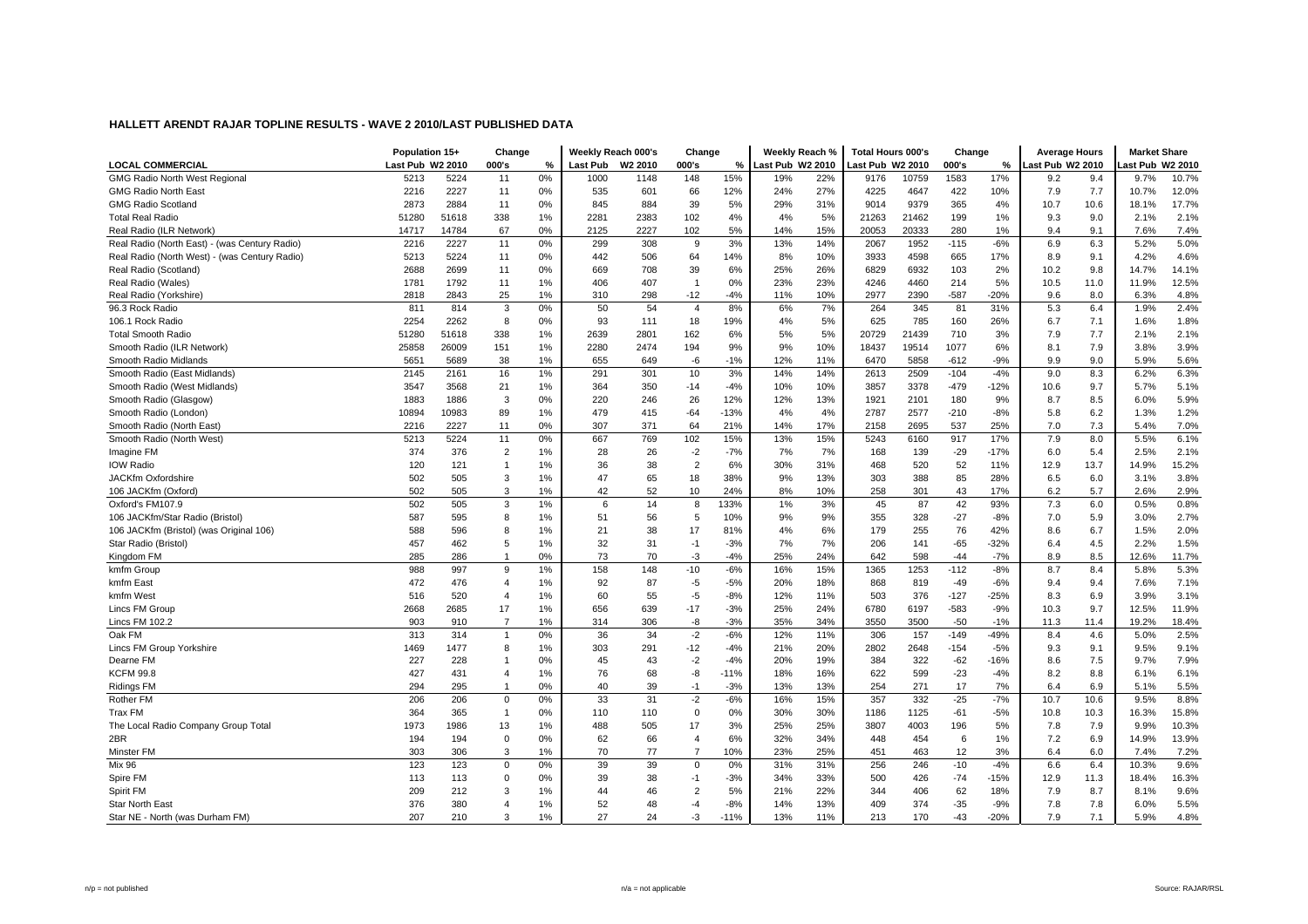## HALLETT ARENDT RAJAR TOPLINE RESULTS - WAVE 2 2010/LAST PUBLISHED DATA

| | Population 15+ | | Change | | Weekly Reach 000's | | Change | | Weekly Reach % | | Total Hours 000's | | Change | | Average Hours | | Market Share | |
|---|---|---|---|---|---|---|---|---|---|---|---|---|---|---|---|---|---|---|
| LOCAL COMMERCIAL | Last Pub | W2 2010 | 000's | % | Last Pub | W2 2010 | 000's | % | Last Pub | W2 2010 | Last Pub | W2 2010 | 000's | % | Last Pub | W2 2010 | Last Pub | W2 2010 |
| GMG Radio North West Regional | 5213 | 5224 | 11 | 0% | 1000 | 1148 | 148 | 15% | 19% | 22% | 9176 | 10759 | 1583 | 17% | 9.2 | 9.4 | 9.7% | 10.7% |
| GMG Radio North East | 2216 | 2227 | 11 | 0% | 535 | 601 | 66 | 12% | 24% | 27% | 4225 | 4647 | 422 | 10% | 7.9 | 7.7 | 10.7% | 12.0% |
| GMG Radio Scotland | 2873 | 2884 | 11 | 0% | 845 | 884 | 39 | 5% | 29% | 31% | 9014 | 9379 | 365 | 4% | 10.7 | 10.6 | 18.1% | 17.7% |
| Total Real Radio | 51280 | 51618 | 338 | 1% | 2281 | 2383 | 102 | 4% | 4% | 5% | 21263 | 21462 | 199 | 1% | 9.3 | 9.0 | 2.1% | 2.1% |
| Real Radio (ILR Network) | 14717 | 14784 | 67 | 0% | 2125 | 2227 | 102 | 5% | 14% | 15% | 20053 | 20333 | 280 | 1% | 9.4 | 9.1 | 7.6% | 7.4% |
| Real Radio (North East) - (was Century Radio) | 2216 | 2227 | 11 | 0% | 299 | 308 | 9 | 3% | 13% | 14% | 2067 | 1952 | -115 | -6% | 6.9 | 6.3 | 5.2% | 5.0% |
| Real Radio (North West) - (was Century Radio) | 5213 | 5224 | 11 | 0% | 442 | 506 | 64 | 14% | 8% | 10% | 3933 | 4598 | 665 | 17% | 8.9 | 9.1 | 4.2% | 4.6% |
| Real Radio (Scotland) | 2688 | 2699 | 11 | 0% | 669 | 708 | 39 | 6% | 25% | 26% | 6829 | 6932 | 103 | 2% | 10.2 | 9.8 | 14.7% | 14.1% |
| Real Radio (Wales) | 1781 | 1792 | 11 | 1% | 406 | 407 | 1 | 0% | 23% | 23% | 4246 | 4460 | 214 | 5% | 10.5 | 11.0 | 11.9% | 12.5% |
| Real Radio (Yorkshire) | 2818 | 2843 | 25 | 1% | 310 | 298 | -12 | -4% | 11% | 10% | 2977 | 2390 | -587 | -20% | 9.6 | 8.0 | 6.3% | 4.8% |
| 96.3 Rock Radio | 811 | 814 | 3 | 0% | 50 | 54 | 4 | 8% | 6% | 7% | 264 | 345 | 81 | 31% | 5.3 | 6.4 | 1.9% | 2.4% |
| 106.1 Rock Radio | 2254 | 2262 | 8 | 0% | 93 | 111 | 18 | 19% | 4% | 5% | 625 | 785 | 160 | 26% | 6.7 | 7.1 | 1.6% | 1.8% |
| Total Smooth Radio | 51280 | 51618 | 338 | 1% | 2639 | 2801 | 162 | 6% | 5% | 5% | 20729 | 21439 | 710 | 3% | 7.9 | 7.7 | 2.1% | 2.1% |
| Smooth Radio (ILR Network) | 25858 | 26009 | 151 | 1% | 2280 | 2474 | 194 | 9% | 9% | 10% | 18437 | 19514 | 1077 | 6% | 8.1 | 7.9 | 3.8% | 3.9% |
| Smooth Radio Midlands | 5651 | 5689 | 38 | 1% | 655 | 649 | -6 | -1% | 12% | 11% | 6470 | 5858 | -612 | -9% | 9.9 | 9.0 | 5.9% | 5.6% |
| Smooth Radio (East Midlands) | 2145 | 2161 | 16 | 1% | 291 | 301 | 10 | 3% | 14% | 14% | 2613 | 2509 | -104 | -4% | 9.0 | 8.3 | 6.2% | 6.3% |
| Smooth Radio (West Midlands) | 3547 | 3568 | 21 | 1% | 364 | 350 | -14 | -4% | 10% | 10% | 3857 | 3378 | -479 | -12% | 10.6 | 9.7 | 5.7% | 5.1% |
| Smooth Radio (Glasgow) | 1883 | 1886 | 3 | 0% | 220 | 246 | 26 | 12% | 12% | 13% | 1921 | 2101 | 180 | 9% | 8.7 | 8.5 | 6.0% | 5.9% |
| Smooth Radio (London) | 10894 | 10983 | 89 | 1% | 479 | 415 | -64 | -13% | 4% | 4% | 2787 | 2577 | -210 | -8% | 5.8 | 6.2 | 1.3% | 1.2% |
| Smooth Radio (North East) | 2216 | 2227 | 11 | 0% | 307 | 371 | 64 | 21% | 14% | 17% | 2158 | 2695 | 537 | 25% | 7.0 | 7.3 | 5.4% | 7.0% |
| Smooth Radio (North West) | 5213 | 5224 | 11 | 0% | 667 | 769 | 102 | 15% | 13% | 15% | 5243 | 6160 | 917 | 17% | 7.9 | 8.0 | 5.5% | 6.1% |
| Imagine FM | 374 | 376 | 2 | 1% | 28 | 26 | -2 | -7% | 7% | 7% | 168 | 139 | -29 | -17% | 6.0 | 5.4 | 2.5% | 2.1% |
| IOW Radio | 120 | 121 | 1 | 1% | 36 | 38 | 2 | 6% | 30% | 31% | 468 | 520 | 52 | 11% | 12.9 | 13.7 | 14.9% | 15.2% |
| JACKfm Oxfordshire | 502 | 505 | 3 | 1% | 47 | 65 | 18 | 38% | 9% | 13% | 303 | 388 | 85 | 28% | 6.5 | 6.0 | 3.1% | 3.8% |
| 106 JACKfm (Oxford) | 502 | 505 | 3 | 1% | 42 | 52 | 10 | 24% | 8% | 10% | 258 | 301 | 43 | 17% | 6.2 | 5.7 | 2.6% | 2.9% |
| Oxford's FM107.9 | 502 | 505 | 3 | 1% | 6 | 14 | 8 | 133% | 1% | 3% | 45 | 87 | 42 | 93% | 7.3 | 6.0 | 0.5% | 0.8% |
| 106 JACKfm/Star Radio (Bristol) | 587 | 595 | 8 | 1% | 51 | 56 | 5 | 10% | 9% | 9% | 355 | 328 | -27 | -8% | 7.0 | 5.9 | 3.0% | 2.7% |
| 106 JACKfm (Bristol) (was Original 106) | 588 | 596 | 8 | 1% | 21 | 38 | 17 | 81% | 4% | 6% | 179 | 255 | 76 | 42% | 8.6 | 6.7 | 1.5% | 2.0% |
| Star Radio (Bristol) | 457 | 462 | 5 | 1% | 32 | 31 | -1 | -3% | 7% | 7% | 206 | 141 | -65 | -32% | 6.4 | 4.5 | 2.2% | 1.5% |
| Kingdom FM | 285 | 286 | 1 | 0% | 73 | 70 | -3 | -4% | 25% | 24% | 642 | 598 | -44 | -7% | 8.9 | 8.5 | 12.6% | 11.7% |
| kmfm Group | 988 | 997 | 9 | 1% | 158 | 148 | -10 | -6% | 16% | 15% | 1365 | 1253 | -112 | -8% | 8.7 | 8.4 | 5.8% | 5.3% |
| kmfm East | 472 | 476 | 4 | 1% | 92 | 87 | -5 | -5% | 20% | 18% | 868 | 819 | -49 | -6% | 9.4 | 9.4 | 7.6% | 7.1% |
| kmfm West | 516 | 520 | 4 | 1% | 60 | 55 | -5 | -8% | 12% | 11% | 503 | 376 | -127 | -25% | 8.3 | 6.9 | 3.9% | 3.1% |
| Lincs FM Group | 2668 | 2685 | 17 | 1% | 656 | 639 | -17 | -3% | 25% | 24% | 6780 | 6197 | -583 | -9% | 10.3 | 9.7 | 12.5% | 11.9% |
| Lincs FM 102.2 | 903 | 910 | 7 | 1% | 314 | 306 | -8 | -3% | 35% | 34% | 3550 | 3500 | -50 | -1% | 11.3 | 11.4 | 19.2% | 18.4% |
| Oak FM | 313 | 314 | 1 | 0% | 36 | 34 | -2 | -6% | 12% | 11% | 306 | 157 | -149 | -49% | 8.4 | 4.6 | 5.0% | 2.5% |
| Lincs FM Group Yorkshire | 1469 | 1477 | 8 | 1% | 303 | 291 | -12 | -4% | 21% | 20% | 2802 | 2648 | -154 | -5% | 9.3 | 9.1 | 9.5% | 9.1% |
| Dearne FM | 227 | 228 | 1 | 0% | 45 | 43 | -2 | -4% | 20% | 19% | 384 | 322 | -62 | -16% | 8.6 | 7.5 | 9.7% | 7.9% |
| KCFM 99.8 | 427 | 431 | 4 | 1% | 76 | 68 | -8 | -11% | 18% | 16% | 622 | 599 | -23 | -4% | 8.2 | 8.8 | 6.1% | 6.1% |
| Ridings FM | 294 | 295 | 1 | 0% | 40 | 39 | -1 | -3% | 13% | 13% | 254 | 271 | 17 | 7% | 6.4 | 6.9 | 5.1% | 5.5% |
| Rother FM | 206 | 206 | 0 | 0% | 33 | 31 | -2 | -6% | 16% | 15% | 357 | 332 | -25 | -7% | 10.7 | 10.6 | 9.5% | 8.8% |
| Trax FM | 364 | 365 | 1 | 0% | 110 | 110 | 0 | 0% | 30% | 30% | 1186 | 1125 | -61 | -5% | 10.8 | 10.3 | 16.3% | 15.8% |
| The Local Radio Company Group Total | 1973 | 1986 | 13 | 1% | 488 | 505 | 17 | 3% | 25% | 25% | 3807 | 4003 | 196 | 5% | 7.8 | 7.9 | 9.9% | 10.3% |
| 2BR | 194 | 194 | 0 | 0% | 62 | 66 | 4 | 6% | 32% | 34% | 448 | 454 | 6 | 1% | 7.2 | 6.9 | 14.9% | 13.9% |
| Minster FM | 303 | 306 | 3 | 1% | 70 | 77 | 7 | 10% | 23% | 25% | 451 | 463 | 12 | 3% | 6.4 | 6.0 | 7.4% | 7.2% |
| Mix 96 | 123 | 123 | 0 | 0% | 39 | 39 | 0 | 0% | 31% | 31% | 256 | 246 | -10 | -4% | 6.6 | 6.4 | 10.3% | 9.6% |
| Spire FM | 113 | 113 | 0 | 0% | 39 | 38 | -1 | -3% | 34% | 33% | 500 | 426 | -74 | -15% | 12.9 | 11.3 | 18.4% | 16.3% |
| Spirit FM | 209 | 212 | 3 | 1% | 44 | 46 | 2 | 5% | 21% | 22% | 344 | 406 | 62 | 18% | 7.9 | 8.7 | 8.1% | 9.6% |
| Star North East | 376 | 380 | 4 | 1% | 52 | 48 | -4 | -8% | 14% | 13% | 409 | 374 | -35 | -9% | 7.8 | 7.8 | 6.0% | 5.5% |
| Star NE - North (was Durham FM) | 207 | 210 | 3 | 1% | 27 | 24 | -3 | -11% | 13% | 11% | 213 | 170 | -43 | -20% | 7.9 | 7.1 | 5.9% | 4.8% |

n/p = not published | n/a = not applicable | Source: RAJAR/RSL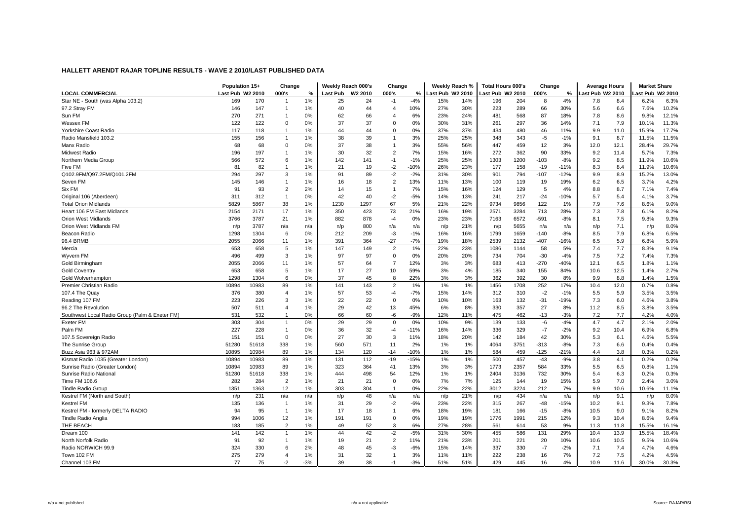## HALLETT ARENDT RAJAR TOPLINE RESULTS - WAVE 2 2010/LAST PUBLISHED DATA

| | Population 15+ | | Change | | Weekly Reach 000's | | Change | | Weekly Reach % | | Total Hours 000's | | Change | | Average Hours | | Market Share | |
|---|---|---|---|---|---|---|---|---|---|---|---|---|---|---|---|---|---|---|
| **LOCAL COMMERCIAL** | Last Pub | W2 2010 | 000's | % | Last Pub | W2 2010 | 000's | % | Last Pub | W2 2010 | Last Pub | W2 2010 | 000's | % | Last Pub | W2 2010 | Last Pub | W2 2010 |
| Star NE - South (was Alpha 103.2) | 169 | 170 | 1 | 1% | 25 | 24 | -1 | -4% | 15% | 14% | 196 | 204 | 8 | 4% | 7.8 | 8.4 | 6.2% | 6.3% |
| 97.2 Stray FM | 146 | 147 | 1 | 1% | 40 | 44 | 4 | 10% | 27% | 30% | 223 | 289 | 66 | 30% | 5.6 | 6.6 | 7.6% | 10.2% |
| Sun FM | 270 | 271 | 1 | 0% | 62 | 66 | 4 | 6% | 23% | 24% | 481 | 568 | 87 | 18% | 7.8 | 8.6 | 9.8% | 12.1% |
| Wessex FM | 122 | 122 | 0 | 0% | 37 | 37 | 0 | 0% | 30% | 31% | 261 | 297 | 36 | 14% | 7.1 | 7.9 | 10.1% | 11.3% |
| Yorkshire Coast Radio | 117 | 118 | 1 | 1% | 44 | 44 | 0 | 0% | 37% | 37% | 434 | 480 | 46 | 11% | 9.9 | 11.0 | 15.9% | 17.7% |
| Radio Mansfield 103.2 | 155 | 156 | 1 | 1% | 38 | 39 | 1 | 3% | 25% | 25% | 348 | 343 | -5 | -1% | 9.1 | 8.7 | 11.5% | 11.5% |
| Manx Radio | 68 | 68 | 0 | 0% | 37 | 38 | 1 | 3% | 55% | 56% | 447 | 459 | 12 | 3% | 12.0 | 12.1 | 28.4% | 29.7% |
| Midwest Radio | 196 | 197 | 1 | 1% | 30 | 32 | 2 | 7% | 15% | 16% | 272 | 362 | 90 | 33% | 9.2 | 11.4 | 5.7% | 7.3% |
| Northern Media Group | 566 | 572 | 6 | 1% | 142 | 141 | -1 | -1% | 25% | 25% | 1303 | 1200 | -103 | -8% | 9.2 | 8.5 | 11.9% | 10.6% |
| Five FM | 81 | 82 | 1 | 1% | 21 | 19 | -2 | -10% | 26% | 23% | 177 | 158 | -19 | -11% | 8.3 | 8.4 | 11.9% | 10.6% |
| Q102.9FM/Q97.2FM/Q101.2FM | 294 | 297 | 3 | 1% | 91 | 89 | -2 | -2% | 31% | 30% | 901 | 794 | -107 | -12% | 9.9 | 8.9 | 15.2% | 13.0% |
| Seven FM | 145 | 146 | 1 | 1% | 16 | 18 | 2 | 13% | 11% | 13% | 100 | 119 | 19 | 19% | 6.2 | 6.5 | 3.7% | 4.2% |
| Six FM | 91 | 93 | 2 | 2% | 14 | 15 | 1 | 7% | 15% | 16% | 124 | 129 | 5 | 4% | 8.8 | 8.7 | 7.1% | 7.4% |
| Original 106 (Aberdeen) | 311 | 312 | 1 | 0% | 42 | 40 | -2 | -5% | 14% | 13% | 241 | 217 | -24 | -10% | 5.7 | 5.4 | 4.1% | 3.7% |
| Total Orion Midlands | 5829 | 5867 | 38 | 1% | 1230 | 1297 | 67 | 5% | 21% | 22% | 9734 | 9856 | 122 | 1% | 7.9 | 7.6 | 8.6% | 9.0% |
| Heart 106 FM East Midlands | 2154 | 2171 | 17 | 1% | 350 | 423 | 73 | 21% | 16% | 19% | 2571 | 3284 | 713 | 28% | 7.3 | 7.8 | 6.1% | 8.2% |
| Orion West Midlands | 3766 | 3787 | 21 | 1% | 882 | 878 | -4 | 0% | 23% | 23% | 7163 | 6572 | -591 | -8% | 8.1 | 7.5 | 9.8% | 9.3% |
| Orion West Midlands FM | n/p | 3787 | n/a | n/a | n/p | 800 | n/a | n/a | n/p | 21% | n/p | 5655 | n/a | n/a | n/p | 7.1 | n/p | 8.0% |
| Beacon Radio | 1298 | 1304 | 6 | 0% | 212 | 209 | -3 | -1% | 16% | 16% | 1799 | 1659 | -140 | -8% | 8.5 | 7.9 | 6.8% | 6.5% |
| 96.4 BRMB | 2055 | 2066 | 11 | 1% | 391 | 364 | -27 | -7% | 19% | 18% | 2539 | 2132 | -407 | -16% | 6.5 | 5.9 | 6.8% | 5.9% |
| Mercia | 653 | 658 | 5 | 1% | 147 | 149 | 2 | 1% | 22% | 23% | 1086 | 1144 | 58 | 5% | 7.4 | 7.7 | 8.3% | 9.1% |
| Wyvern FM | 496 | 499 | 3 | 1% | 97 | 97 | 0 | 0% | 20% | 20% | 734 | 704 | -30 | -4% | 7.5 | 7.2 | 7.4% | 7.3% |
| Gold Birmingham | 2055 | 2066 | 11 | 1% | 57 | 64 | 7 | 12% | 3% | 3% | 683 | 413 | -270 | -40% | 12.1 | 6.5 | 1.8% | 1.1% |
| Gold Coventry | 653 | 658 | 5 | 1% | 17 | 27 | 10 | 59% | 3% | 4% | 185 | 340 | 155 | 84% | 10.6 | 12.5 | 1.4% | 2.7% |
| Gold Wolverhampton | 1298 | 1304 | 6 | 0% | 37 | 45 | 8 | 22% | 3% | 3% | 362 | 392 | 30 | 8% | 9.9 | 8.8 | 1.4% | 1.5% |
| Premier Christian Radio | 10894 | 10983 | 89 | 1% | 141 | 143 | 2 | 1% | 1% | 1% | 1456 | 1708 | 252 | 17% | 10.4 | 12.0 | 0.7% | 0.8% |
| 107.4 The Quay | 376 | 380 | 4 | 1% | 57 | 53 | -4 | -7% | 15% | 14% | 312 | 310 | -2 | -1% | 5.5 | 5.9 | 3.5% | 3.5% |
| Reading 107 FM | 223 | 226 | 3 | 1% | 22 | 22 | 0 | 0% | 10% | 10% | 163 | 132 | -31 | -19% | 7.3 | 6.0 | 4.6% | 3.8% |
| 96.2 The Revolution | 507 | 511 | 4 | 1% | 29 | 42 | 13 | 45% | 6% | 8% | 330 | 357 | 27 | 8% | 11.2 | 8.5 | 3.8% | 3.5% |
| Southwest Local Radio Group (Palm & Exeter FM) | 531 | 532 | 1 | 0% | 66 | 60 | -6 | -9% | 12% | 11% | 475 | 462 | -13 | -3% | 7.2 | 7.7 | 4.2% | 4.0% |
| Exeter FM | 303 | 304 | 1 | 0% | 29 | 29 | 0 | 0% | 10% | 9% | 139 | 133 | -6 | -4% | 4.7 | 4.7 | 2.1% | 2.0% |
| Palm FM | 227 | 228 | 1 | 0% | 36 | 32 | -4 | -11% | 16% | 14% | 336 | 329 | -7 | -2% | 9.2 | 10.4 | 6.9% | 6.8% |
| 107.5 Sovereign Radio | 151 | 151 | 0 | 0% | 27 | 30 | 3 | 11% | 18% | 20% | 142 | 184 | 42 | 30% | 5.3 | 6.1 | 4.6% | 5.5% |
| The Sunrise Group | 51280 | 51618 | 338 | 1% | 560 | 571 | 11 | 2% | 1% | 1% | 4064 | 3751 | -313 | -8% | 7.3 | 6.6 | 0.4% | 0.4% |
| Buzz Asia 963 & 972AM | 10895 | 10984 | 89 | 1% | 134 | 120 | -14 | -10% | 1% | 1% | 584 | 459 | -125 | -21% | 4.4 | 3.8 | 0.3% | 0.2% |
| Kismat Radio 1035 (Greater London) | 10894 | 10983 | 89 | 1% | 131 | 112 | -19 | -15% | 1% | 1% | 500 | 457 | -43 | -9% | 3.8 | 4.1 | 0.2% | 0.2% |
| Sunrise Radio (Greater London) | 10894 | 10983 | 89 | 1% | 323 | 364 | 41 | 13% | 3% | 3% | 1773 | 2357 | 584 | 33% | 5.5 | 6.5 | 0.8% | 1.1% |
| Sunrise Radio National | 51280 | 51618 | 338 | 1% | 444 | 498 | 54 | 12% | 1% | 1% | 2404 | 3136 | 732 | 30% | 5.4 | 6.3 | 0.2% | 0.3% |
| Time FM 106.6 | 282 | 284 | 2 | 1% | 21 | 21 | 0 | 0% | 7% | 7% | 125 | 144 | 19 | 15% | 5.9 | 7.0 | 2.4% | 3.0% |
| Tindle Radio Group | 1351 | 1363 | 12 | 1% | 303 | 304 | 1 | 0% | 22% | 22% | 3012 | 3224 | 212 | 7% | 9.9 | 10.6 | 10.6% | 11.1% |
| Kestrel FM (North and South) | n/p | 231 | n/a | n/a | n/p | 48 | n/a | n/a | n/p | 21% | n/p | 434 | n/a | n/a | n/p | 9.1 | n/p | 8.0% |
| Kestrel FM | 135 | 136 | 1 | 1% | 31 | 29 | -2 | -6% | 23% | 22% | 315 | 267 | -48 | -15% | 10.2 | 9.1 | 9.3% | 7.8% |
| Kestrel FM - formerly DELTA RADIO | 94 | 95 | 1 | 1% | 17 | 18 | 1 | 6% | 18% | 19% | 181 | 166 | -15 | -8% | 10.5 | 9.0 | 9.1% | 8.2% |
| Tindle Radio Anglia | 994 | 1006 | 12 | 1% | 191 | 191 | 0 | 0% | 19% | 19% | 1776 | 1991 | 215 | 12% | 9.3 | 10.4 | 8.6% | 9.4% |
| THE BEACH | 183 | 185 | 2 | 1% | 49 | 52 | 3 | 6% | 27% | 28% | 561 | 614 | 53 | 9% | 11.3 | 11.8 | 15.5% | 16.1% |
| Dream 100 | 141 | 142 | 1 | 1% | 44 | 42 | -2 | -5% | 31% | 30% | 455 | 586 | 131 | 29% | 10.4 | 13.9 | 15.5% | 18.4% |
| North Norfolk Radio | 91 | 92 | 1 | 1% | 19 | 21 | 2 | 11% | 21% | 23% | 201 | 221 | 20 | 10% | 10.6 | 10.5 | 9.5% | 10.6% |
| Radio NORWICH 99.9 | 324 | 330 | 6 | 2% | 48 | 45 | -3 | -6% | 15% | 14% | 337 | 330 | -7 | -2% | 7.1 | 7.4 | 4.7% | 4.6% |
| Town 102 FM | 275 | 279 | 4 | 1% | 31 | 32 | 1 | 3% | 11% | 11% | 222 | 238 | 16 | 7% | 7.2 | 7.5 | 4.2% | 4.5% |
| Channel 103 FM | 77 | 75 | -2 | -3% | 39 | 38 | -1 | -3% | 51% | 51% | 429 | 445 | 16 | 4% | 10.9 | 11.6 | 30.0% | 30.3% |

n/p = not published

n/a = not applicable

Source: RAJAR/RSL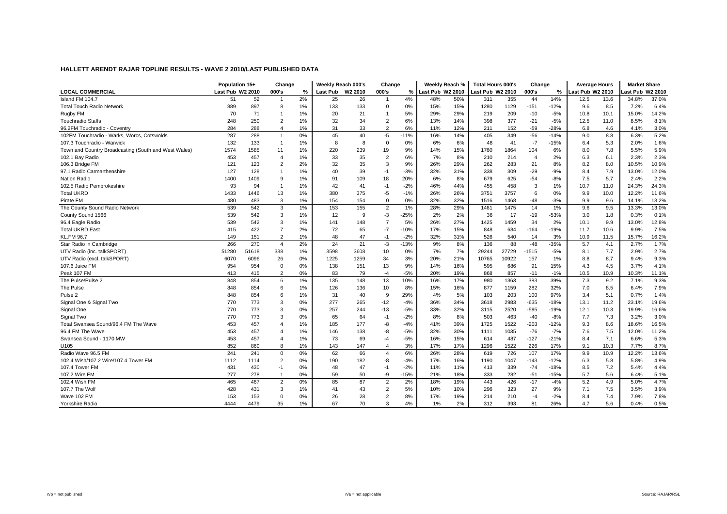## HALLETT ARENDT RAJAR TOPLINE RESULTS - WAVE 2 2010/LAST PUBLISHED DATA

| LOCAL COMMERCIAL | Population 15+ | | Change | | Weekly Reach 000's | | Change | | Weekly Reach % | | Total Hours 000's | | Change | | Average Hours | | Market Share | |
|---|---|---|---|---|---|---|---|---|---|---|---|---|---|---|---|---|---|---|
| | Last Pub | W2 2010 | 000's | % | Last Pub | W2 2010 | 000's | % | Last Pub | W2 2010 | Last Pub | W2 2010 | 000's | % | Last Pub | W2 2010 | Last Pub | W2 2010 |
| Island FM 104.7 | 51 | 52 | 1 | 2% | 25 | 26 | 1 | 4% | 48% | 50% | 311 | 355 | 44 | 14% | 12.5 | 13.6 | 34.8% | 37.0% |
| Total Touch Radio Network | 889 | 897 | 8 | 1% | 133 | 133 | 0 | 0% | 15% | 15% | 1280 | 1129 | -151 | -12% | 9.6 | 8.5 | 7.2% | 6.4% |
| Rugby FM | 70 | 71 | 1 | 1% | 20 | 21 | 1 | 5% | 29% | 29% | 219 | 209 | -10 | -5% | 10.8 | 10.1 | 15.0% | 14.2% |
| Touchradio Staffs | 248 | 250 | 2 | 1% | 32 | 34 | 2 | 6% | 13% | 14% | 398 | 377 | -21 | -5% | 12.5 | 11.0 | 8.5% | 8.1% |
| 96.2FM Touchradio - Coventry | 284 | 288 | 4 | 1% | 31 | 33 | 2 | 6% | 11% | 12% | 211 | 152 | -59 | -28% | 6.8 | 4.6 | 4.1% | 3.0% |
| 102FM Touchradio - Warks, Worcs, Cotswolds | 287 | 288 | 1 | 0% | 45 | 40 | -5 | -11% | 16% | 14% | 405 | 349 | -56 | -14% | 9.0 | 8.8 | 6.3% | 5.2% |
| 107.3 Touchradio - Warwick | 132 | 133 | 1 | 1% | 8 | 8 | 0 | 0% | 6% | 6% | 48 | 41 | -7 | -15% | 6.4 | 5.3 | 2.0% | 1.6% |
| Town and Country Broadcasting (South and West Wales) | 1574 | 1585 | 11 | 1% | 220 | 239 | 19 | 9% | 14% | 15% | 1760 | 1864 | 104 | 6% | 8.0 | 7.8 | 5.5% | 5.9% |
| 102.1 Bay Radio | 453 | 457 | 4 | 1% | 33 | 35 | 2 | 6% | 7% | 8% | 210 | 214 | 4 | 2% | 6.3 | 6.1 | 2.3% | 2.3% |
| 106.3 Bridge FM | 121 | 123 | 2 | 2% | 32 | 35 | 3 | 9% | 26% | 29% | 262 | 283 | 21 | 8% | 8.2 | 8.0 | 10.5% | 10.9% |
| 97.1 Radio Carmarthenshire | 127 | 128 | 1 | 1% | 40 | 39 | -1 | -3% | 32% | 31% | 338 | 309 | -29 | -9% | 8.4 | 7.9 | 13.0% | 12.0% |
| Nation Radio | 1400 | 1409 | 9 | 1% | 91 | 109 | 18 | 20% | 6% | 8% | 679 | 625 | -54 | -8% | 7.5 | 5.7 | 2.4% | 2.2% |
| 102.5 Radio Pembrokeshire | 93 | 94 | 1 | 1% | 42 | 41 | -1 | -2% | 46% | 44% | 455 | 458 | 3 | 1% | 10.7 | 11.0 | 24.3% | 24.3% |
| Total UKRD | 1433 | 1446 | 13 | 1% | 380 | 375 | -5 | -1% | 26% | 26% | 3751 | 3757 | 6 | 0% | 9.9 | 10.0 | 12.2% | 11.6% |
| Pirate FM | 480 | 483 | 3 | 1% | 154 | 154 | 0 | 0% | 32% | 32% | 1516 | 1468 | -48 | -3% | 9.9 | 9.6 | 14.1% | 13.2% |
| The County Sound Radio Network | 539 | 542 | 3 | 1% | 153 | 155 | 2 | 1% | 28% | 29% | 1461 | 1475 | 14 | 1% | 9.6 | 9.5 | 13.3% | 13.0% |
| County Sound 1566 | 539 | 542 | 3 | 1% | 12 | 9 | -3 | -25% | 2% | 2% | 36 | 17 | -19 | -53% | 3.0 | 1.8 | 0.3% | 0.1% |
| 96.4 Eagle Radio | 539 | 542 | 3 | 1% | 141 | 148 | 7 | 5% | 26% | 27% | 1425 | 1459 | 34 | 2% | 10.1 | 9.9 | 13.0% | 12.8% |
| Total UKRD East | 415 | 422 | 7 | 2% | 72 | 65 | -7 | -10% | 17% | 15% | 848 | 684 | -164 | -19% | 11.7 | 10.6 | 9.9% | 7.5% |
| KL.FM 96.7 | 149 | 151 | 2 | 1% | 48 | 47 | -1 | -2% | 32% | 31% | 526 | 540 | 14 | 3% | 10.9 | 11.5 | 15.7% | 16.2% |
| Star Radio in Cambridge | 266 | 270 | 4 | 2% | 24 | 21 | -3 | -13% | 9% | 8% | 136 | 88 | -48 | -35% | 5.7 | 4.1 | 2.7% | 1.7% |
| UTV Radio (inc. talkSPORT) | 51280 | 51618 | 338 | 1% | 3598 | 3608 | 10 | 0% | 7% | 7% | 29244 | 27729 | -1515 | -5% | 8.1 | 7.7 | 2.9% | 2.7% |
| UTV Radio (excl. talkSPORT) | 6070 | 6096 | 26 | 0% | 1225 | 1259 | 34 | 3% | 20% | 21% | 10765 | 10922 | 157 | 1% | 8.8 | 8.7 | 9.4% | 9.3% |
| 107.6 Juice FM | 954 | 954 | 0 | 0% | 138 | 151 | 13 | 9% | 14% | 16% | 595 | 686 | 91 | 15% | 4.3 | 4.5 | 3.7% | 4.1% |
| Peak 107 FM | 413 | 415 | 2 | 0% | 83 | 79 | -4 | -5% | 20% | 19% | 868 | 857 | -11 | -1% | 10.5 | 10.9 | 10.3% | 11.1% |
| The Pulse/Pulse 2 | 848 | 854 | 6 | 1% | 135 | 148 | 13 | 10% | 16% | 17% | 980 | 1363 | 383 | 39% | 7.3 | 9.2 | 7.1% | 9.3% |
| The Pulse | 848 | 854 | 6 | 1% | 126 | 136 | 10 | 8% | 15% | 16% | 877 | 1159 | 282 | 32% | 7.0 | 8.5 | 6.4% | 7.9% |
| Pulse 2 | 848 | 854 | 6 | 1% | 31 | 40 | 9 | 29% | 4% | 5% | 103 | 203 | 100 | 97% | 3.4 | 5.1 | 0.7% | 1.4% |
| Signal One & Signal Two | 770 | 773 | 3 | 0% | 277 | 265 | -12 | -4% | 36% | 34% | 3618 | 2983 | -635 | -18% | 13.1 | 11.2 | 23.1% | 19.6% |
| Signal One | 770 | 773 | 3 | 0% | 257 | 244 | -13 | -5% | 33% | 32% | 3115 | 2520 | -595 | -19% | 12.1 | 10.3 | 19.9% | 16.6% |
| Signal Two | 770 | 773 | 3 | 0% | 65 | 64 | -1 | -2% | 8% | 8% | 503 | 463 | -40 | -8% | 7.7 | 7.3 | 3.2% | 3.0% |
| Total Swansea Sound/96.4 FM The Wave | 453 | 457 | 4 | 1% | 185 | 177 | -8 | -4% | 41% | 39% | 1725 | 1522 | -203 | -12% | 9.3 | 8.6 | 18.6% | 16.5% |
| 96.4 FM The Wave | 453 | 457 | 4 | 1% | 146 | 138 | -8 | -5% | 32% | 30% | 1111 | 1035 | -76 | -7% | 7.6 | 7.5 | 12.0% | 11.2% |
| Swansea Sound - 1170 MW | 453 | 457 | 4 | 1% | 73 | 69 | -4 | -5% | 16% | 15% | 614 | 487 | -127 | -21% | 8.4 | 7.1 | 6.6% | 5.3% |
| U105 | 852 | 860 | 8 | 1% | 143 | 147 | 4 | 3% | 17% | 17% | 1296 | 1522 | 226 | 17% | 9.1 | 10.3 | 7.7% | 8.7% |
| Radio Wave 96.5 FM | 241 | 241 | 0 | 0% | 62 | 66 | 4 | 6% | 26% | 28% | 619 | 726 | 107 | 17% | 9.9 | 10.9 | 12.2% | 13.6% |
| 102.4 Wish/107.2 Wire/107.4 Tower FM | 1112 | 1114 | 2 | 0% | 190 | 182 | -8 | -4% | 17% | 16% | 1190 | 1047 | -143 | -12% | 6.3 | 5.8 | 5.8% | 4.9% |
| 107.4 Tower FM | 431 | 430 | -1 | 0% | 48 | 47 | -1 | -2% | 11% | 11% | 413 | 339 | -74 | -18% | 8.5 | 7.2 | 5.4% | 4.4% |
| 107.2 Wire FM | 277 | 278 | 1 | 0% | 59 | 50 | -9 | -15% | 21% | 18% | 333 | 282 | -51 | -15% | 5.7 | 5.6 | 6.4% | 5.1% |
| 102.4 Wish FM | 465 | 467 | 2 | 0% | 85 | 87 | 2 | 2% | 18% | 19% | 443 | 426 | -17 | -4% | 5.2 | 4.9 | 5.0% | 4.7% |
| 107.7 The Wolf | 428 | 431 | 3 | 1% | 41 | 43 | 2 | 5% | 10% | 10% | 296 | 323 | 27 | 9% | 7.1 | 7.5 | 3.5% | 3.9% |
| Wave 102 FM | 153 | 153 | 0 | 0% | 26 | 28 | 2 | 8% | 17% | 19% | 214 | 210 | -4 | -2% | 8.4 | 7.4 | 7.9% | 7.8% |
| Yorkshire Radio | 4444 | 4479 | 35 | 1% | 67 | 70 | 3 | 4% | 1% | 2% | 312 | 393 | 81 | 26% | 4.7 | 5.6 | 0.4% | 0.5% |

n/p = not published  n/a = not applicable  Source: RAJAR/RSL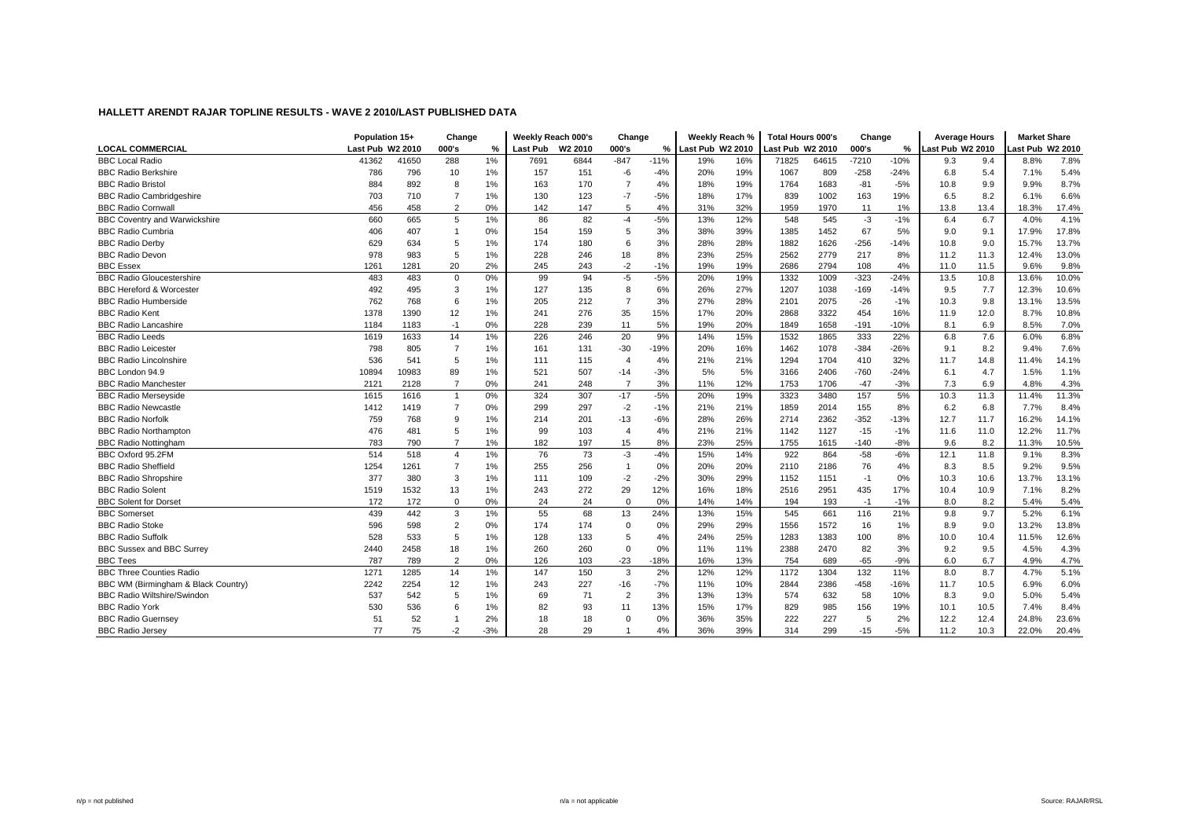## HALLETT ARENDT RAJAR TOPLINE RESULTS - WAVE 2 2010/LAST PUBLISHED DATA

| | Population 15+ | | Change | | Weekly Reach 000's | | Change | | Weekly Reach % | | Total Hours 000's | | Change | | Average Hours | | Market Share | |
|---|---|---|---|---|---|---|---|---|---|---|---|---|---|---|---|---|---|---|
| LOCAL COMMERCIAL | Last Pub | W2 2010 | 000's | % | Last Pub | W2 2010 | 000's | % | Last Pub | W2 2010 | Last Pub | W2 2010 | 000's | % | Last Pub | W2 2010 | Last Pub | W2 2010 |
| BBC Local Radio | 41362 | 41650 | 288 | 1% | 7691 | 6844 | -847 | -11% | 19% | 16% | 71825 | 64615 | -7210 | -10% | 9.3 | 9.4 | 8.8% | 7.8% |
| BBC Radio Berkshire | 786 | 796 | 10 | 1% | 157 | 151 | -6 | -4% | 20% | 19% | 1067 | 809 | -258 | -24% | 6.8 | 5.4 | 7.1% | 5.4% |
| BBC Radio Bristol | 884 | 892 | 8 | 1% | 163 | 170 | 7 | 4% | 18% | 19% | 1764 | 1683 | -81 | -5% | 10.8 | 9.9 | 9.9% | 8.7% |
| BBC Radio Cambridgeshire | 703 | 710 | 7 | 1% | 130 | 123 | -7 | -5% | 18% | 17% | 839 | 1002 | 163 | 19% | 6.5 | 8.2 | 6.1% | 6.6% |
| BBC Radio Cornwall | 456 | 458 | 2 | 0% | 142 | 147 | 5 | 4% | 31% | 32% | 1959 | 1970 | 11 | 1% | 13.8 | 13.4 | 18.3% | 17.4% |
| BBC Coventry and Warwickshire | 660 | 665 | 5 | 1% | 86 | 82 | -4 | -5% | 13% | 12% | 548 | 545 | -3 | -1% | 6.4 | 6.7 | 4.0% | 4.1% |
| BBC Radio Cumbria | 406 | 407 | 1 | 0% | 154 | 159 | 5 | 3% | 38% | 39% | 1385 | 1452 | 67 | 5% | 9.0 | 9.1 | 17.9% | 17.8% |
| BBC Radio Derby | 629 | 634 | 5 | 1% | 174 | 180 | 6 | 3% | 28% | 28% | 1882 | 1626 | -256 | -14% | 10.8 | 9.0 | 15.7% | 13.7% |
| BBC Radio Devon | 978 | 983 | 5 | 1% | 228 | 246 | 18 | 8% | 23% | 25% | 2562 | 2779 | 217 | 8% | 11.2 | 11.3 | 12.4% | 13.0% |
| BBC Essex | 1261 | 1281 | 20 | 2% | 245 | 243 | -2 | -1% | 19% | 19% | 2686 | 2794 | 108 | 4% | 11.0 | 11.5 | 9.6% | 9.8% |
| BBC Radio Gloucestershire | 483 | 483 | 0 | 0% | 99 | 94 | -5 | -5% | 20% | 19% | 1332 | 1009 | -323 | -24% | 13.5 | 10.8 | 13.6% | 10.0% |
| BBC Hereford & Worcester | 492 | 495 | 3 | 1% | 127 | 135 | 8 | 6% | 26% | 27% | 1207 | 1038 | -169 | -14% | 9.5 | 7.7 | 12.3% | 10.6% |
| BBC Radio Humberside | 762 | 768 | 6 | 1% | 205 | 212 | 7 | 3% | 27% | 28% | 2101 | 2075 | -26 | -1% | 10.3 | 9.8 | 13.1% | 13.5% |
| BBC Radio Kent | 1378 | 1390 | 12 | 1% | 241 | 276 | 35 | 15% | 17% | 20% | 2868 | 3322 | 454 | 16% | 11.9 | 12.0 | 8.7% | 10.8% |
| BBC Radio Lancashire | 1184 | 1183 | -1 | 0% | 228 | 239 | 11 | 5% | 19% | 20% | 1849 | 1658 | -191 | -10% | 8.1 | 6.9 | 8.5% | 7.0% |
| BBC Radio Leeds | 1619 | 1633 | 14 | 1% | 226 | 246 | 20 | 9% | 14% | 15% | 1532 | 1865 | 333 | 22% | 6.8 | 7.6 | 6.0% | 6.8% |
| BBC Radio Leicester | 798 | 805 | 7 | 1% | 161 | 131 | -30 | -19% | 20% | 16% | 1462 | 1078 | -384 | -26% | 9.1 | 8.2 | 9.4% | 7.6% |
| BBC Radio Lincolnshire | 536 | 541 | 5 | 1% | 111 | 115 | 4 | 4% | 21% | 21% | 1294 | 1704 | 410 | 32% | 11.7 | 14.8 | 11.4% | 14.1% |
| BBC London 94.9 | 10894 | 10983 | 89 | 1% | 521 | 507 | -14 | -3% | 5% | 5% | 3166 | 2406 | -760 | -24% | 6.1 | 4.7 | 1.5% | 1.1% |
| BBC Radio Manchester | 2121 | 2128 | 7 | 0% | 241 | 248 | 7 | 3% | 11% | 12% | 1753 | 1706 | -47 | -3% | 7.3 | 6.9 | 4.8% | 4.3% |
| BBC Radio Merseyside | 1615 | 1616 | 1 | 0% | 324 | 307 | -17 | -5% | 20% | 19% | 3323 | 3480 | 157 | 5% | 10.3 | 11.3 | 11.4% | 11.3% |
| BBC Radio Newcastle | 1412 | 1419 | 7 | 0% | 299 | 297 | -2 | -1% | 21% | 21% | 1859 | 2014 | 155 | 8% | 6.2 | 6.8 | 7.7% | 8.4% |
| BBC Radio Norfolk | 759 | 768 | 9 | 1% | 214 | 201 | -13 | -6% | 28% | 26% | 2714 | 2362 | -352 | -13% | 12.7 | 11.7 | 16.2% | 14.1% |
| BBC Radio Northampton | 476 | 481 | 5 | 1% | 99 | 103 | 4 | 4% | 21% | 21% | 1142 | 1127 | -15 | -1% | 11.6 | 11.0 | 12.2% | 11.7% |
| BBC Radio Nottingham | 783 | 790 | 7 | 1% | 182 | 197 | 15 | 8% | 23% | 25% | 1755 | 1615 | -140 | -8% | 9.6 | 8.2 | 11.3% | 10.5% |
| BBC Oxford 95.2FM | 514 | 518 | 4 | 1% | 76 | 73 | -3 | -4% | 15% | 14% | 922 | 864 | -58 | -6% | 12.1 | 11.8 | 9.1% | 8.3% |
| BBC Radio Sheffield | 1254 | 1261 | 7 | 1% | 255 | 256 | 1 | 0% | 20% | 20% | 2110 | 2186 | 76 | 4% | 8.3 | 8.5 | 9.2% | 9.5% |
| BBC Radio Shropshire | 377 | 380 | 3 | 1% | 111 | 109 | -2 | -2% | 30% | 29% | 1152 | 1151 | -1 | 0% | 10.3 | 10.6 | 13.7% | 13.1% |
| BBC Radio Solent | 1519 | 1532 | 13 | 1% | 243 | 272 | 29 | 12% | 16% | 18% | 2516 | 2951 | 435 | 17% | 10.4 | 10.9 | 7.1% | 8.2% |
| BBC Solent for Dorset | 172 | 172 | 0 | 0% | 24 | 24 | 0 | 0% | 14% | 14% | 194 | 193 | -1 | -1% | 8.0 | 8.2 | 5.4% | 5.4% |
| BBC Somerset | 439 | 442 | 3 | 1% | 55 | 68 | 13 | 24% | 13% | 15% | 545 | 661 | 116 | 21% | 9.8 | 9.7 | 5.2% | 6.1% |
| BBC Radio Stoke | 596 | 598 | 2 | 0% | 174 | 174 | 0 | 0% | 29% | 29% | 1556 | 1572 | 16 | 1% | 8.9 | 9.0 | 13.2% | 13.8% |
| BBC Radio Suffolk | 528 | 533 | 5 | 1% | 128 | 133 | 5 | 4% | 24% | 25% | 1283 | 1383 | 100 | 8% | 10.0 | 10.4 | 11.5% | 12.6% |
| BBC Sussex and BBC Surrey | 2440 | 2458 | 18 | 1% | 260 | 260 | 0 | 0% | 11% | 11% | 2388 | 2470 | 82 | 3% | 9.2 | 9.5 | 4.5% | 4.3% |
| BBC Tees | 787 | 789 | 2 | 0% | 126 | 103 | -23 | -18% | 16% | 13% | 754 | 689 | -65 | -9% | 6.0 | 6.7 | 4.9% | 4.7% |
| BBC Three Counties Radio | 1271 | 1285 | 14 | 1% | 147 | 150 | 3 | 2% | 12% | 12% | 1172 | 1304 | 132 | 11% | 8.0 | 8.7 | 4.7% | 5.1% |
| BBC WM (Birmingham & Black Country) | 2242 | 2254 | 12 | 1% | 243 | 227 | -16 | -7% | 11% | 10% | 2844 | 2386 | -458 | -16% | 11.7 | 10.5 | 6.9% | 6.0% |
| BBC Radio Wiltshire/Swindon | 537 | 542 | 5 | 1% | 69 | 71 | 2 | 3% | 13% | 13% | 574 | 632 | 58 | 10% | 8.3 | 9.0 | 5.0% | 5.4% |
| BBC Radio York | 530 | 536 | 6 | 1% | 82 | 93 | 11 | 13% | 15% | 17% | 829 | 985 | 156 | 19% | 10.1 | 10.5 | 7.4% | 8.4% |
| BBC Radio Guernsey | 51 | 52 | 1 | 2% | 18 | 18 | 0 | 0% | 36% | 35% | 222 | 227 | 5 | 2% | 12.2 | 12.4 | 24.8% | 23.6% |
| BBC Radio Jersey | 77 | 75 | -2 | -3% | 28 | 29 | 1 | 4% | 36% | 39% | 314 | 299 | -15 | -5% | 11.2 | 10.3 | 22.0% | 20.4% |

n/p = not published | n/a = not applicable | Source: RAJAR/RSL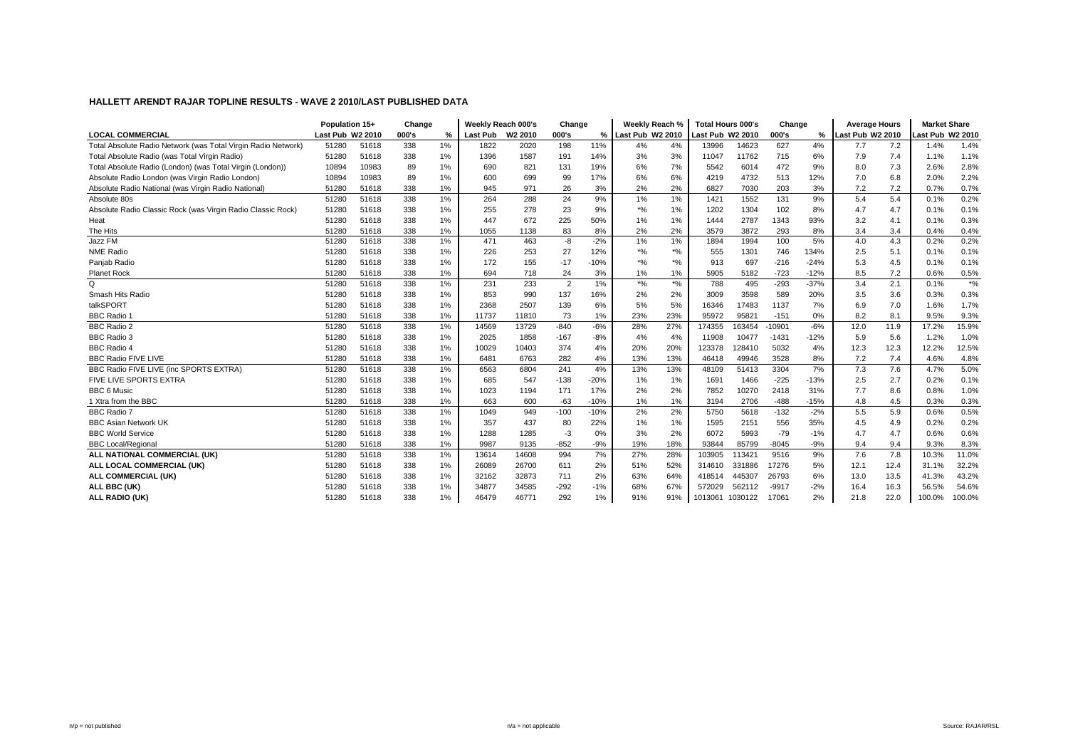**HALLETT ARENDT RAJAR TOPLINE RESULTS - WAVE 2 2010/LAST PUBLISHED DATA**

| | Population 15+ | | Change | | Weekly Reach 000's | | Change | | Weekly Reach % | | Total Hours 000's | | Change | | Average Hours | | Market Share | |
|---|---|---|---|---|---|---|---|---|---|---|---|---|---|---|---|---|---|---|
| **LOCAL COMMERCIAL** | Last Pub | W2 2010 | 000's | % | Last Pub | W2 2010 | 000's | % | Last Pub | W2 2010 | Last Pub | W2 2010 | 000's | % | Last Pub | W2 2010 | Last Pub | W2 2010 |
| Total Absolute Radio Network (was Total Virgin Radio Network) | 51280 | 51618 | 338 | 1% | 1822 | 2020 | 198 | 11% | 4% | 4% | 13996 | 14623 | 627 | 4% | 7.7 | 7.2 | 1.4% | 1.4% |
| Total Absolute Radio (was Total Virgin Radio) | 51280 | 51618 | 338 | 1% | 1396 | 1587 | 191 | 14% | 3% | 3% | 11047 | 11762 | 715 | 6% | 7.9 | 7.4 | 1.1% | 1.1% |
| Total Absolute Radio (London) (was Total Virgin (London)) | 10894 | 10983 | 89 | 1% | 690 | 821 | 131 | 19% | 6% | 7% | 5542 | 6014 | 472 | 9% | 8.0 | 7.3 | 2.6% | 2.8% |
| Absolute Radio London (was Virgin Radio London) | 10894 | 10983 | 89 | 1% | 600 | 699 | 99 | 17% | 6% | 6% | 4219 | 4732 | 513 | 12% | 7.0 | 6.8 | 2.0% | 2.2% |
| Absolute Radio National (was Virgin Radio National) | 51280 | 51618 | 338 | 1% | 945 | 971 | 26 | 3% | 2% | 2% | 6827 | 7030 | 203 | 3% | 7.2 | 7.2 | 0.7% | 0.7% |
| Absolute 80s | 51280 | 51618 | 338 | 1% | 264 | 288 | 24 | 9% | 1% | 1% | 1421 | 1552 | 131 | 9% | 5.4 | 5.4 | 0.1% | 0.2% |
| Absolute Radio Classic Rock (was Virgin Radio Classic Rock) | 51280 | 51618 | 338 | 1% | 255 | 278 | 23 | 9% | *% | 1% | 1202 | 1304 | 102 | 8% | 4.7 | 4.7 | 0.1% | 0.1% |
| Heat | 51280 | 51618 | 338 | 1% | 447 | 672 | 225 | 50% | 1% | 1% | 1444 | 2787 | 1343 | 93% | 3.2 | 4.1 | 0.1% | 0.3% |
| The Hits | 51280 | 51618 | 338 | 1% | 1055 | 1138 | 83 | 8% | 2% | 2% | 3579 | 3872 | 293 | 8% | 3.4 | 3.4 | 0.4% | 0.4% |
| Jazz FM | 51280 | 51618 | 338 | 1% | 471 | 463 | -8 | -2% | 1% | 1% | 1894 | 1994 | 100 | 5% | 4.0 | 4.3 | 0.2% | 0.2% |
| NME Radio | 51280 | 51618 | 338 | 1% | 226 | 253 | 27 | 12% | *% | *% | 555 | 1301 | 746 | 134% | 2.5 | 5.1 | 0.1% | 0.1% |
| Panjab Radio | 51280 | 51618 | 338 | 1% | 172 | 155 | -17 | -10% | *% | *% | 913 | 697 | -216 | -24% | 5.3 | 4.5 | 0.1% | 0.1% |
| Planet Rock | 51280 | 51618 | 338 | 1% | 694 | 718 | 24 | 3% | 1% | 1% | 5905 | 5182 | -723 | -12% | 8.5 | 7.2 | 0.6% | 0.5% |
| Q | 51280 | 51618 | 338 | 1% | 231 | 233 | 2 | 1% | *% | *% | 788 | 495 | -293 | -37% | 3.4 | 2.1 | 0.1% | *% |
| Smash Hits Radio | 51280 | 51618 | 338 | 1% | 853 | 990 | 137 | 16% | 2% | 2% | 3009 | 3598 | 589 | 20% | 3.5 | 3.6 | 0.3% | 0.3% |
| talkSPORT | 51280 | 51618 | 338 | 1% | 2368 | 2507 | 139 | 6% | 5% | 5% | 16346 | 17483 | 1137 | 7% | 6.9 | 7.0 | 1.6% | 1.7% |
| BBC Radio 1 | 51280 | 51618 | 338 | 1% | 11737 | 11810 | 73 | 1% | 23% | 23% | 95972 | 95821 | -151 | 0% | 8.2 | 8.1 | 9.5% | 9.3% |
| BBC Radio 2 | 51280 | 51618 | 338 | 1% | 14569 | 13729 | -840 | -6% | 28% | 27% | 174355 | 163454 | -10901 | -6% | 12.0 | 11.9 | 17.2% | 15.9% |
| BBC Radio 3 | 51280 | 51618 | 338 | 1% | 2025 | 1858 | -167 | -8% | 4% | 4% | 11908 | 10477 | -1431 | -12% | 5.9 | 5.6 | 1.2% | 1.0% |
| BBC Radio 4 | 51280 | 51618 | 338 | 1% | 10029 | 10403 | 374 | 4% | 20% | 20% | 123378 | 128410 | 5032 | 4% | 12.3 | 12.3 | 12.2% | 12.5% |
| BBC Radio FIVE LIVE | 51280 | 51618 | 338 | 1% | 6481 | 6763 | 282 | 4% | 13% | 13% | 46418 | 49946 | 3528 | 8% | 7.2 | 7.4 | 4.6% | 4.8% |
| BBC Radio FIVE LIVE (inc SPORTS EXTRA) | 51280 | 51618 | 338 | 1% | 6563 | 6804 | 241 | 4% | 13% | 13% | 48109 | 51413 | 3304 | 7% | 7.3 | 7.6 | 4.7% | 5.0% |
| FIVE LIVE SPORTS EXTRA | 51280 | 51618 | 338 | 1% | 685 | 547 | -138 | -20% | 1% | 1% | 1691 | 1466 | -225 | -13% | 2.5 | 2.7 | 0.2% | 0.1% |
| BBC 6 Music | 51280 | 51618 | 338 | 1% | 1023 | 1194 | 171 | 17% | 2% | 2% | 7852 | 10270 | 2418 | 31% | 7.7 | 8.6 | 0.8% | 1.0% |
| 1 Xtra from the BBC | 51280 | 51618 | 338 | 1% | 663 | 600 | -63 | -10% | 1% | 1% | 3194 | 2706 | -488 | -15% | 4.8 | 4.5 | 0.3% | 0.3% |
| BBC Radio 7 | 51280 | 51618 | 338 | 1% | 1049 | 949 | -100 | -10% | 2% | 2% | 5750 | 5618 | -132 | -2% | 5.5 | 5.9 | 0.6% | 0.5% |
| BBC Asian Network UK | 51280 | 51618 | 338 | 1% | 357 | 437 | 80 | 22% | 1% | 1% | 1595 | 2151 | 556 | 35% | 4.5 | 4.9 | 0.2% | 0.2% |
| BBC World Service | 51280 | 51618 | 338 | 1% | 1288 | 1285 | -3 | 0% | 3% | 2% | 6072 | 5993 | -79 | -1% | 4.7 | 4.7 | 0.6% | 0.6% |
| BBC Local/Regional | 51280 | 51618 | 338 | 1% | 9987 | 9135 | -852 | -9% | 19% | 18% | 93844 | 85799 | -8045 | -9% | 9.4 | 9.4 | 9.3% | 8.3% |
| **ALL NATIONAL COMMERCIAL (UK)** | 51280 | 51618 | 338 | 1% | 13614 | 14608 | 994 | 7% | 27% | 28% | 103905 | 113421 | 9516 | 9% | 7.6 | 7.8 | 10.3% | 11.0% |
| **ALL LOCAL COMMERCIAL (UK)** | 51280 | 51618 | 338 | 1% | 26089 | 26700 | 611 | 2% | 51% | 52% | 314610 | 331886 | 17276 | 5% | 12.1 | 12.4 | 31.1% | 32.2% |
| **ALL COMMERCIAL (UK)** | 51280 | 51618 | 338 | 1% | 32162 | 32873 | 711 | 2% | 63% | 64% | 418514 | 445307 | 26793 | 6% | 13.0 | 13.5 | 41.3% | 43.2% |
| **ALL BBC (UK)** | 51280 | 51618 | 338 | 1% | 34877 | 34585 | -292 | -1% | 68% | 67% | 572029 | 562112 | -9917 | -2% | 16.4 | 16.3 | 56.5% | 54.6% |
| **ALL RADIO (UK)** | 51280 | 51618 | 338 | 1% | 46479 | 46771 | 292 | 1% | 91% | 91% | 1013061 | 1030122 | 17061 | 2% | 21.8 | 22.0 | 100.0% | 100.0% |

n/p = not published

n/a = not applicable

Source: RAJAR/RSL